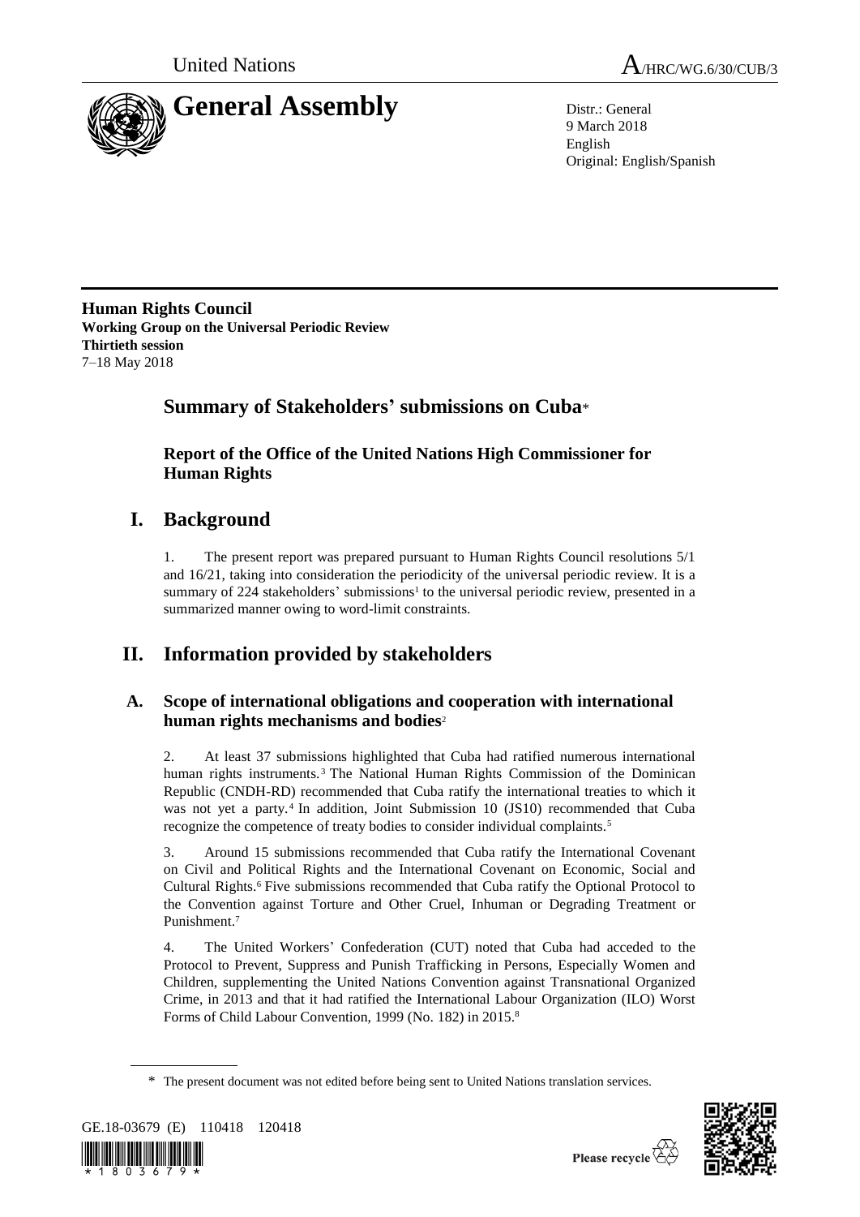United Nations A/HRC/WG.6/30/CUB/3

# General Assembly

Distr.: General
9 March 2018
English
Original: English/Spanish

**Human Rights Council**
**Working Group on the Universal Periodic Review**
**Thirtieth session**
7–18 May 2018

## Summary of Stakeholders' submissions on Cuba*

### Report of the Office of the United Nations High Commissioner for Human Rights

## I. Background

1. The present report was prepared pursuant to Human Rights Council resolutions 5/1 and 16/21, taking into consideration the periodicity of the universal periodic review. It is a summary of 224 stakeholders' submissions[1] to the universal periodic review, presented in a summarized manner owing to word-limit constraints.

## II. Information provided by stakeholders

### A. Scope of international obligations and cooperation with international human rights mechanisms and bodies[2]

2. At least 37 submissions highlighted that Cuba had ratified numerous international human rights instruments.[3] The National Human Rights Commission of the Dominican Republic (CNDH-RD) recommended that Cuba ratify the international treaties to which it was not yet a party.[4] In addition, Joint Submission 10 (JS10) recommended that Cuba recognize the competence of treaty bodies to consider individual complaints.[5]

3. Around 15 submissions recommended that Cuba ratify the International Covenant on Civil and Political Rights and the International Covenant on Economic, Social and Cultural Rights.[6] Five submissions recommended that Cuba ratify the Optional Protocol to the Convention against Torture and Other Cruel, Inhuman or Degrading Treatment or Punishment.[7]

4. The United Workers' Confederation (CUT) noted that Cuba had acceded to the Protocol to Prevent, Suppress and Punish Trafficking in Persons, Especially Women and Children, supplementing the United Nations Convention against Transnational Organized Crime, in 2013 and that it had ratified the International Labour Organization (ILO) Worst Forms of Child Labour Convention, 1999 (No. 182) in 2015.[8]

\* The present document was not edited before being sent to United Nations translation services.

GE.18-03679 (E) 110418 120418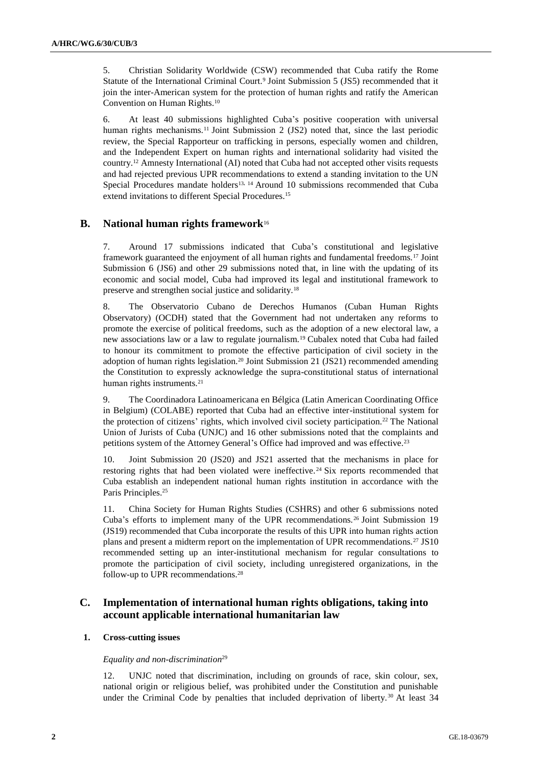5. Christian Solidarity Worldwide (CSW) recommended that Cuba ratify the Rome Statute of the International Criminal Court.[9] Joint Submission 5 (JS5) recommended that it join the inter-American system for the protection of human rights and ratify the American Convention on Human Rights.[10]

6. At least 40 submissions highlighted Cuba's positive cooperation with universal human rights mechanisms.[11] Joint Submission 2 (JS2) noted that, since the last periodic review, the Special Rapporteur on trafficking in persons, especially women and children, and the Independent Expert on human rights and international solidarity had visited the country.[12] Amnesty International (AI) noted that Cuba had not accepted other visits requests and had rejected previous UPR recommendations to extend a standing invitation to the UN Special Procedures mandate holders[13, 14] Around 10 submissions recommended that Cuba extend invitations to different Special Procedures.[15]

## B. National human rights framework[16]

7. Around 17 submissions indicated that Cuba's constitutional and legislative framework guaranteed the enjoyment of all human rights and fundamental freedoms.[17] Joint Submission 6 (JS6) and other 29 submissions noted that, in line with the updating of its economic and social model, Cuba had improved its legal and institutional framework to preserve and strengthen social justice and solidarity.[18]

8. The Observatorio Cubano de Derechos Humanos (Cuban Human Rights Observatory) (OCDH) stated that the Government had not undertaken any reforms to promote the exercise of political freedoms, such as the adoption of a new electoral law, a new associations law or a law to regulate journalism.[19] Cubalex noted that Cuba had failed to honour its commitment to promote the effective participation of civil society in the adoption of human rights legislation.[20] Joint Submission 21 (JS21) recommended amending the Constitution to expressly acknowledge the supra-constitutional status of international human rights instruments.[21]

9. The Coordinadora Latinoamericana en Bélgica (Latin American Coordinating Office in Belgium) (COLABE) reported that Cuba had an effective inter-institutional system for the protection of citizens' rights, which involved civil society participation.[22] The National Union of Jurists of Cuba (UNJC) and 16 other submissions noted that the complaints and petitions system of the Attorney General's Office had improved and was effective.[23]

10. Joint Submission 20 (JS20) and JS21 asserted that the mechanisms in place for restoring rights that had been violated were ineffective.[24] Six reports recommended that Cuba establish an independent national human rights institution in accordance with the Paris Principles.[25]

11. China Society for Human Rights Studies (CSHRS) and other 6 submissions noted Cuba's efforts to implement many of the UPR recommendations.[26] Joint Submission 19 (JS19) recommended that Cuba incorporate the results of this UPR into human rights action plans and present a midterm report on the implementation of UPR recommendations.[27] JS10 recommended setting up an inter-institutional mechanism for regular consultations to promote the participation of civil society, including unregistered organizations, in the follow-up to UPR recommendations.[28]

## C. Implementation of international human rights obligations, taking into account applicable international humanitarian law

### 1. Cross-cutting issues

*Equality and non-discrimination*[29]

12. UNJC noted that discrimination, including on grounds of race, skin colour, sex, national origin or religious belief, was prohibited under the Constitution and punishable under the Criminal Code by penalties that included deprivation of liberty.[30] At least 34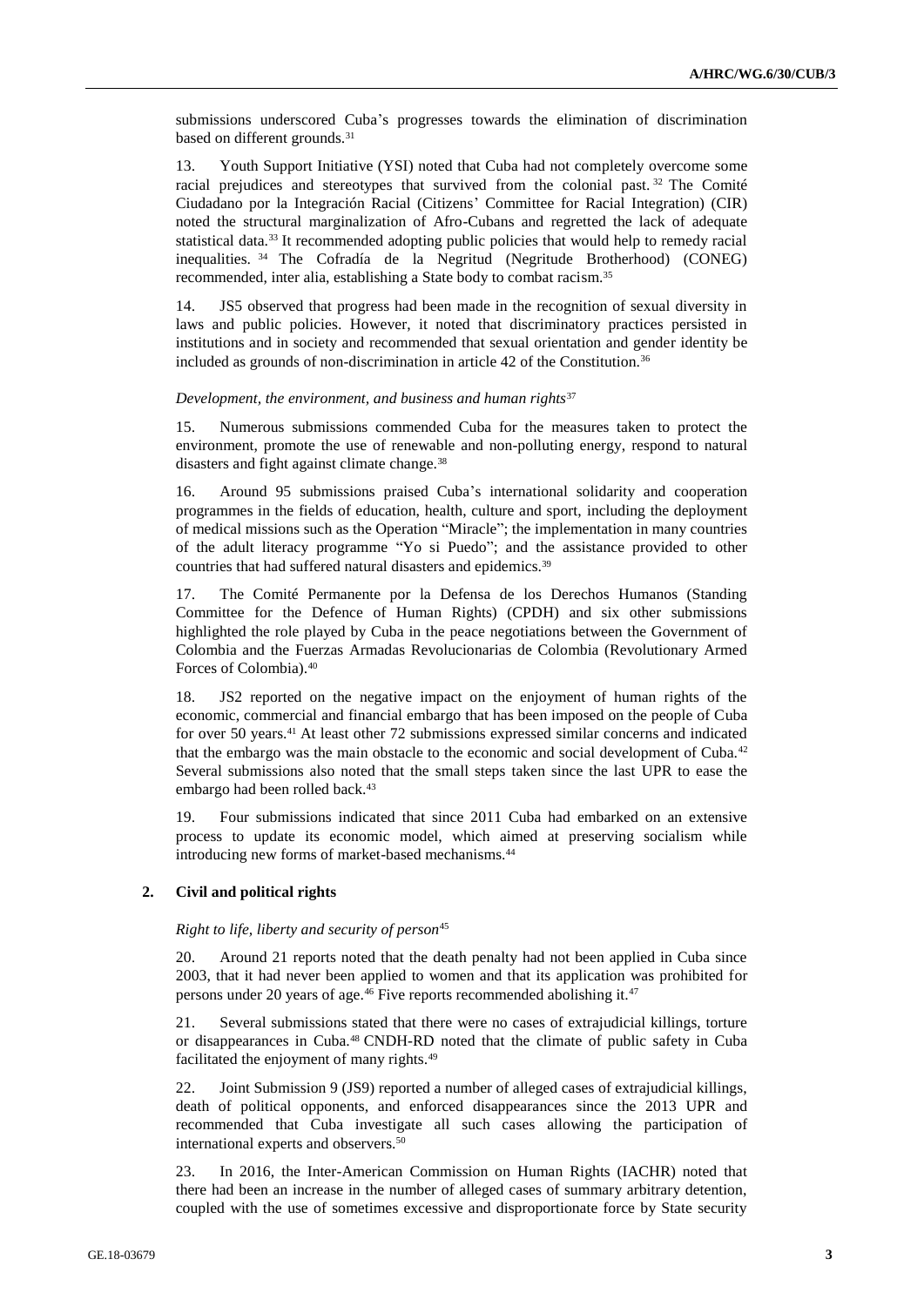submissions underscored Cuba's progresses towards the elimination of discrimination based on different grounds.[31]

13. Youth Support Initiative (YSI) noted that Cuba had not completely overcome some racial prejudices and stereotypes that survived from the colonial past.[32] The Comité Ciudadano por la Integración Racial (Citizens' Committee for Racial Integration) (CIR) noted the structural marginalization of Afro-Cubans and regretted the lack of adequate statistical data.[33] It recommended adopting public policies that would help to remedy racial inequalities.[34] The Cofradía de la Negritud (Negritude Brotherhood) (CONEG) recommended, inter alia, establishing a State body to combat racism.[35]

14. JS5 observed that progress had been made in the recognition of sexual diversity in laws and public policies. However, it noted that discriminatory practices persisted in institutions and in society and recommended that sexual orientation and gender identity be included as grounds of non-discrimination in article 42 of the Constitution.[36]

*Development, the environment, and business and human rights*[37]

15. Numerous submissions commended Cuba for the measures taken to protect the environment, promote the use of renewable and non-polluting energy, respond to natural disasters and fight against climate change.[38]

16. Around 95 submissions praised Cuba's international solidarity and cooperation programmes in the fields of education, health, culture and sport, including the deployment of medical missions such as the Operation "Miracle"; the implementation in many countries of the adult literacy programme "Yo si Puedo"; and the assistance provided to other countries that had suffered natural disasters and epidemics.[39]

17. The Comité Permanente por la Defensa de los Derechos Humanos (Standing Committee for the Defence of Human Rights) (CPDH) and six other submissions highlighted the role played by Cuba in the peace negotiations between the Government of Colombia and the Fuerzas Armadas Revolucionarias de Colombia (Revolutionary Armed Forces of Colombia).[40]

18. JS2 reported on the negative impact on the enjoyment of human rights of the economic, commercial and financial embargo that has been imposed on the people of Cuba for over 50 years.[41] At least other 72 submissions expressed similar concerns and indicated that the embargo was the main obstacle to the economic and social development of Cuba.[42] Several submissions also noted that the small steps taken since the last UPR to ease the embargo had been rolled back.[43]

19. Four submissions indicated that since 2011 Cuba had embarked on an extensive process to update its economic model, which aimed at preserving socialism while introducing new forms of market-based mechanisms.[44]

### 2. Civil and political rights

*Right to life, liberty and security of person*[45]

20. Around 21 reports noted that the death penalty had not been applied in Cuba since 2003, that it had never been applied to women and that its application was prohibited for persons under 20 years of age.[46] Five reports recommended abolishing it.[47]

21. Several submissions stated that there were no cases of extrajudicial killings, torture or disappearances in Cuba.[48] CNDH-RD noted that the climate of public safety in Cuba facilitated the enjoyment of many rights.[49]

22. Joint Submission 9 (JS9) reported a number of alleged cases of extrajudicial killings, death of political opponents, and enforced disappearances since the 2013 UPR and recommended that Cuba investigate all such cases allowing the participation of international experts and observers.[50]

23. In 2016, the Inter-American Commission on Human Rights (IACHR) noted that there had been an increase in the number of alleged cases of summary arbitrary detention, coupled with the use of sometimes excessive and disproportionate force by State security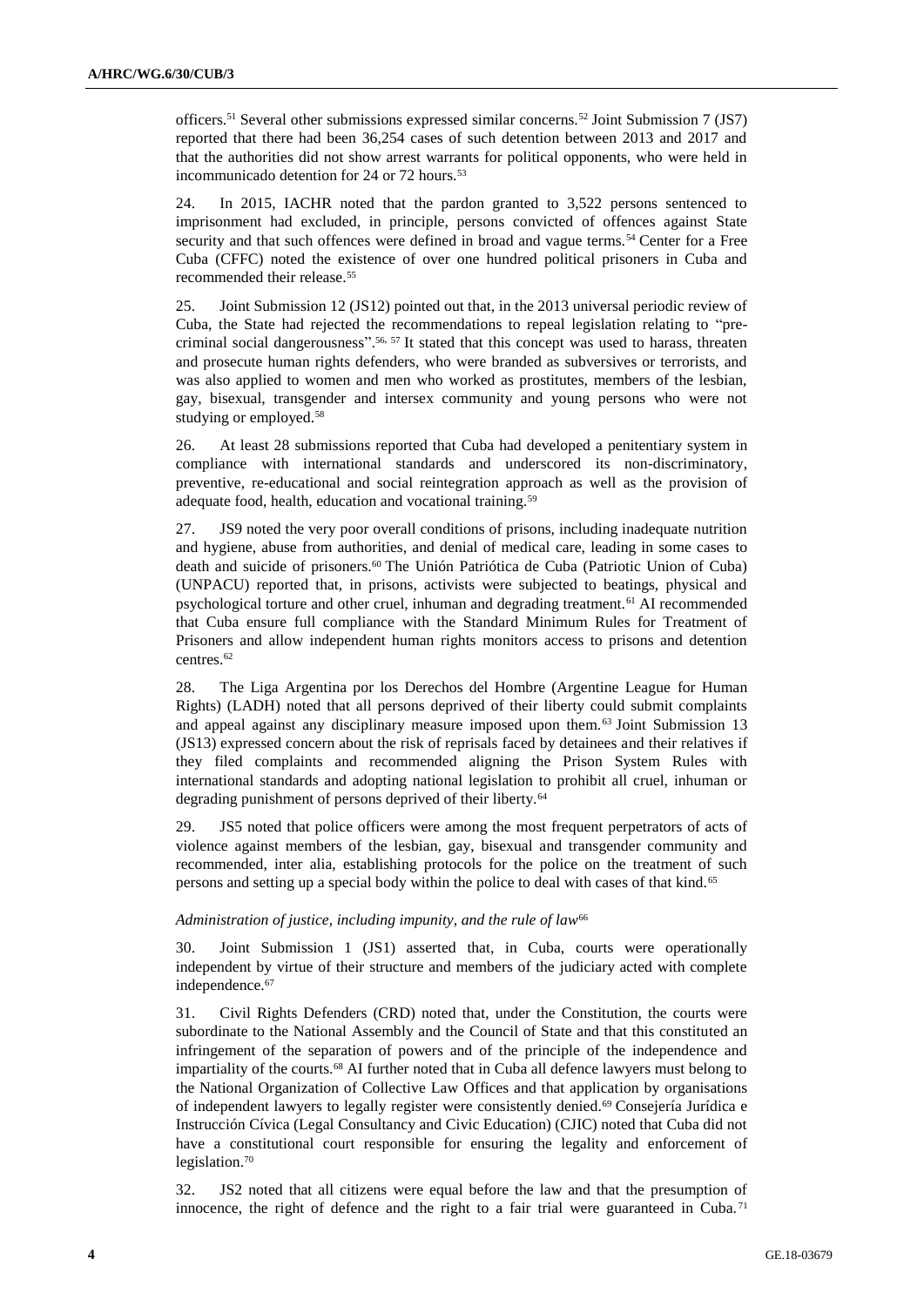officers.[51] Several other submissions expressed similar concerns.[52] Joint Submission 7 (JS7) reported that there had been 36,254 cases of such detention between 2013 and 2017 and that the authorities did not show arrest warrants for political opponents, who were held in incommunicado detention for 24 or 72 hours.[53]

24. In 2015, IACHR noted that the pardon granted to 3,522 persons sentenced to imprisonment had excluded, in principle, persons convicted of offences against State security and that such offences were defined in broad and vague terms.[54] Center for a Free Cuba (CFFC) noted the existence of over one hundred political prisoners in Cuba and recommended their release.[55]

25. Joint Submission 12 (JS12) pointed out that, in the 2013 universal periodic review of Cuba, the State had rejected the recommendations to repeal legislation relating to "pre-criminal social dangerousness".[56, 57] It stated that this concept was used to harass, threaten and prosecute human rights defenders, who were branded as subversives or terrorists, and was also applied to women and men who worked as prostitutes, members of the lesbian, gay, bisexual, transgender and intersex community and young persons who were not studying or employed.[58]

26. At least 28 submissions reported that Cuba had developed a penitentiary system in compliance with international standards and underscored its non-discriminatory, preventive, re-educational and social reintegration approach as well as the provision of adequate food, health, education and vocational training.[59]

27. JS9 noted the very poor overall conditions of prisons, including inadequate nutrition and hygiene, abuse from authorities, and denial of medical care, leading in some cases to death and suicide of prisoners.[60] The Unión Patriótica de Cuba (Patriotic Union of Cuba) (UNPACU) reported that, in prisons, activists were subjected to beatings, physical and psychological torture and other cruel, inhuman and degrading treatment.[61] AI recommended that Cuba ensure full compliance with the Standard Minimum Rules for Treatment of Prisoners and allow independent human rights monitors access to prisons and detention centres.[62]

28. The Liga Argentina por los Derechos del Hombre (Argentine League for Human Rights) (LADH) noted that all persons deprived of their liberty could submit complaints and appeal against any disciplinary measure imposed upon them.[63] Joint Submission 13 (JS13) expressed concern about the risk of reprisals faced by detainees and their relatives if they filed complaints and recommended aligning the Prison System Rules with international standards and adopting national legislation to prohibit all cruel, inhuman or degrading punishment of persons deprived of their liberty.[64]

29. JS5 noted that police officers were among the most frequent perpetrators of acts of violence against members of the lesbian, gay, bisexual and transgender community and recommended, inter alia, establishing protocols for the police on the treatment of such persons and setting up a special body within the police to deal with cases of that kind.[65]

*Administration of justice, including impunity, and the rule of law*[66]

30. Joint Submission 1 (JS1) asserted that, in Cuba, courts were operationally independent by virtue of their structure and members of the judiciary acted with complete independence.[67]

31. Civil Rights Defenders (CRD) noted that, under the Constitution, the courts were subordinate to the National Assembly and the Council of State and that this constituted an infringement of the separation of powers and of the principle of the independence and impartiality of the courts.[68] AI further noted that in Cuba all defence lawyers must belong to the National Organization of Collective Law Offices and that application by organisations of independent lawyers to legally register were consistently denied.[69] Consejería Jurídica e Instrucción Cívica (Legal Consultancy and Civic Education) (CJIC) noted that Cuba did not have a constitutional court responsible for ensuring the legality and enforcement of legislation.[70]

32. JS2 noted that all citizens were equal before the law and that the presumption of innocence, the right of defence and the right to a fair trial were guaranteed in Cuba.[71]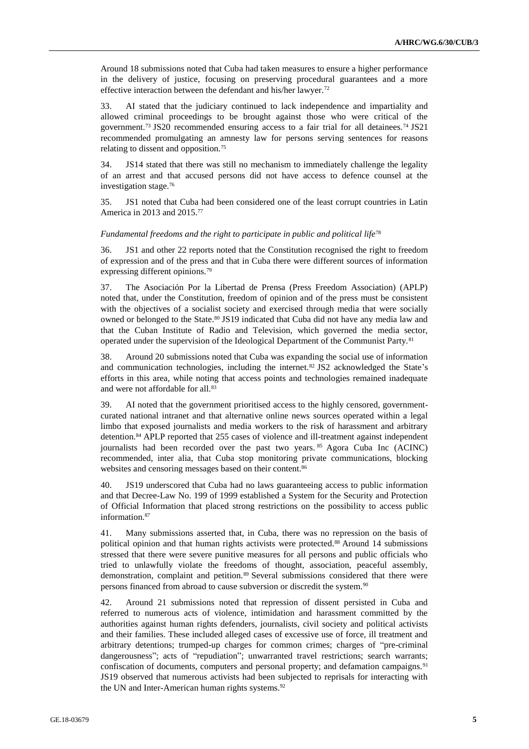Around 18 submissions noted that Cuba had taken measures to ensure a higher performance in the delivery of justice, focusing on preserving procedural guarantees and a more effective interaction between the defendant and his/her lawyer.[72]

33. AI stated that the judiciary continued to lack independence and impartiality and allowed criminal proceedings to be brought against those who were critical of the government.[73] JS20 recommended ensuring access to a fair trial for all detainees.[74] JS21 recommended promulgating an amnesty law for persons serving sentences for reasons relating to dissent and opposition.[75]

34. JS14 stated that there was still no mechanism to immediately challenge the legality of an arrest and that accused persons did not have access to defence counsel at the investigation stage.[76]

35. JS1 noted that Cuba had been considered one of the least corrupt countries in Latin America in 2013 and 2015.[77]

*Fundamental freedoms and the right to participate in public and political life*[78]

36. JS1 and other 22 reports noted that the Constitution recognised the right to freedom of expression and of the press and that in Cuba there were different sources of information expressing different opinions.[79]

37. The Asociación Por la Libertad de Prensa (Press Freedom Association) (APLP) noted that, under the Constitution, freedom of opinion and of the press must be consistent with the objectives of a socialist society and exercised through media that were socially owned or belonged to the State.[80] JS19 indicated that Cuba did not have any media law and that the Cuban Institute of Radio and Television, which governed the media sector, operated under the supervision of the Ideological Department of the Communist Party.[81]

38. Around 20 submissions noted that Cuba was expanding the social use of information and communication technologies, including the internet.[82] JS2 acknowledged the State's efforts in this area, while noting that access points and technologies remained inadequate and were not affordable for all.[83]

39. AI noted that the government prioritised access to the highly censored, government-curated national intranet and that alternative online news sources operated within a legal limbo that exposed journalists and media workers to the risk of harassment and arbitrary detention.[84] APLP reported that 255 cases of violence and ill-treatment against independent journalists had been recorded over the past two years.[85] Agora Cuba Inc (ACINC) recommended, inter alia, that Cuba stop monitoring private communications, blocking websites and censoring messages based on their content.[86]

40. JS19 underscored that Cuba had no laws guaranteeing access to public information and that Decree-Law No. 199 of 1999 established a System for the Security and Protection of Official Information that placed strong restrictions on the possibility to access public information.[87]

41. Many submissions asserted that, in Cuba, there was no repression on the basis of political opinion and that human rights activists were protected.[88] Around 14 submissions stressed that there were severe punitive measures for all persons and public officials who tried to unlawfully violate the freedoms of thought, association, peaceful assembly, demonstration, complaint and petition.[89] Several submissions considered that there were persons financed from abroad to cause subversion or discredit the system.[90]

42. Around 21 submissions noted that repression of dissent persisted in Cuba and referred to numerous acts of violence, intimidation and harassment committed by the authorities against human rights defenders, journalists, civil society and political activists and their families. These included alleged cases of excessive use of force, ill treatment and arbitrary detentions; trumped-up charges for common crimes; charges of "pre-criminal dangerousness"; acts of "repudiation"; unwarranted travel restrictions; search warrants; confiscation of documents, computers and personal property; and defamation campaigns.[91] JS19 observed that numerous activists had been subjected to reprisals for interacting with the UN and Inter-American human rights systems.[92]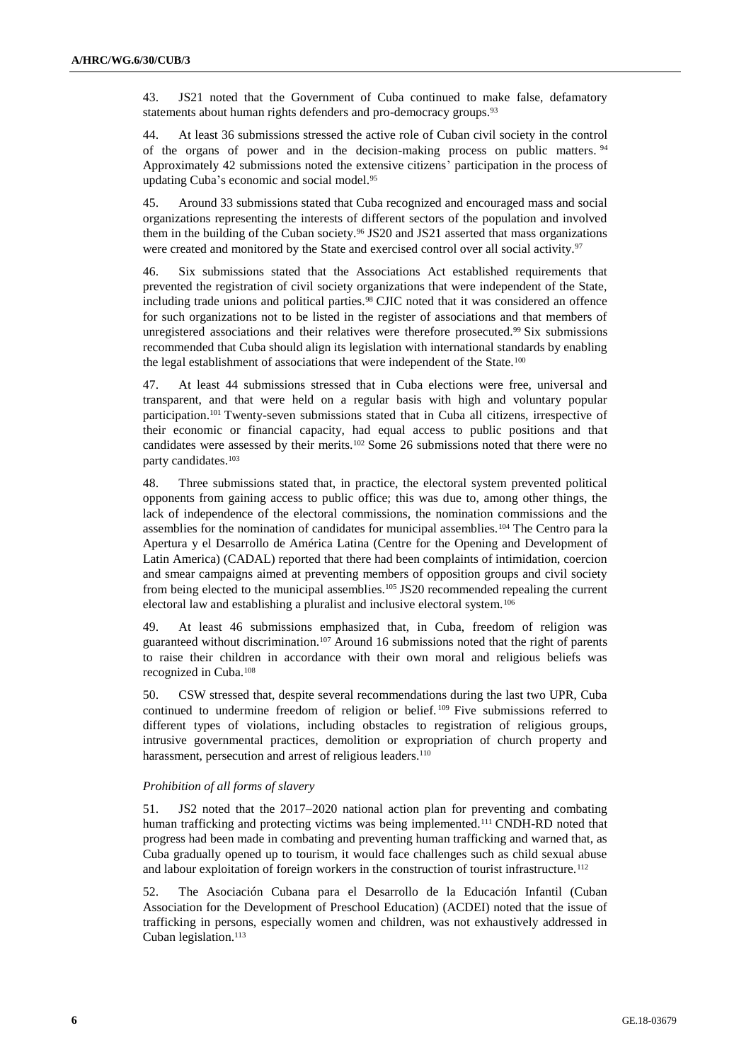43. JS21 noted that the Government of Cuba continued to make false, defamatory statements about human rights defenders and pro-democracy groups.[93]

44. At least 36 submissions stressed the active role of Cuban civil society in the control of the organs of power and in the decision-making process on public matters.[94] Approximately 42 submissions noted the extensive citizens' participation in the process of updating Cuba's economic and social model.[95]

45. Around 33 submissions stated that Cuba recognized and encouraged mass and social organizations representing the interests of different sectors of the population and involved them in the building of the Cuban society.[96] JS20 and JS21 asserted that mass organizations were created and monitored by the State and exercised control over all social activity.[97]

46. Six submissions stated that the Associations Act established requirements that prevented the registration of civil society organizations that were independent of the State, including trade unions and political parties.[98] CJIC noted that it was considered an offence for such organizations not to be listed in the register of associations and that members of unregistered associations and their relatives were therefore prosecuted.[99] Six submissions recommended that Cuba should align its legislation with international standards by enabling the legal establishment of associations that were independent of the State.[100]

47. At least 44 submissions stressed that in Cuba elections were free, universal and transparent, and that were held on a regular basis with high and voluntary popular participation.[101] Twenty-seven submissions stated that in Cuba all citizens, irrespective of their economic or financial capacity, had equal access to public positions and that candidates were assessed by their merits.[102] Some 26 submissions noted that there were no party candidates.[103]

48. Three submissions stated that, in practice, the electoral system prevented political opponents from gaining access to public office; this was due to, among other things, the lack of independence of the electoral commissions, the nomination commissions and the assemblies for the nomination of candidates for municipal assemblies.[104] The Centro para la Apertura y el Desarrollo de América Latina (Centre for the Opening and Development of Latin America) (CADAL) reported that there had been complaints of intimidation, coercion and smear campaigns aimed at preventing members of opposition groups and civil society from being elected to the municipal assemblies.[105] JS20 recommended repealing the current electoral law and establishing a pluralist and inclusive electoral system.[106]

49. At least 46 submissions emphasized that, in Cuba, freedom of religion was guaranteed without discrimination.[107] Around 16 submissions noted that the right of parents to raise their children in accordance with their own moral and religious beliefs was recognized in Cuba.[108]

50. CSW stressed that, despite several recommendations during the last two UPR, Cuba continued to undermine freedom of religion or belief.[109] Five submissions referred to different types of violations, including obstacles to registration of religious groups, intrusive governmental practices, demolition or expropriation of church property and harassment, persecution and arrest of religious leaders.[110]

*Prohibition of all forms of slavery*

51. JS2 noted that the 2017–2020 national action plan for preventing and combating human trafficking and protecting victims was being implemented.[111] CNDH-RD noted that progress had been made in combating and preventing human trafficking and warned that, as Cuba gradually opened up to tourism, it would face challenges such as child sexual abuse and labour exploitation of foreign workers in the construction of tourist infrastructure.[112]

52. The Asociación Cubana para el Desarrollo de la Educación Infantil (Cuban Association for the Development of Preschool Education) (ACDEI) noted that the issue of trafficking in persons, especially women and children, was not exhaustively addressed in Cuban legislation.[113]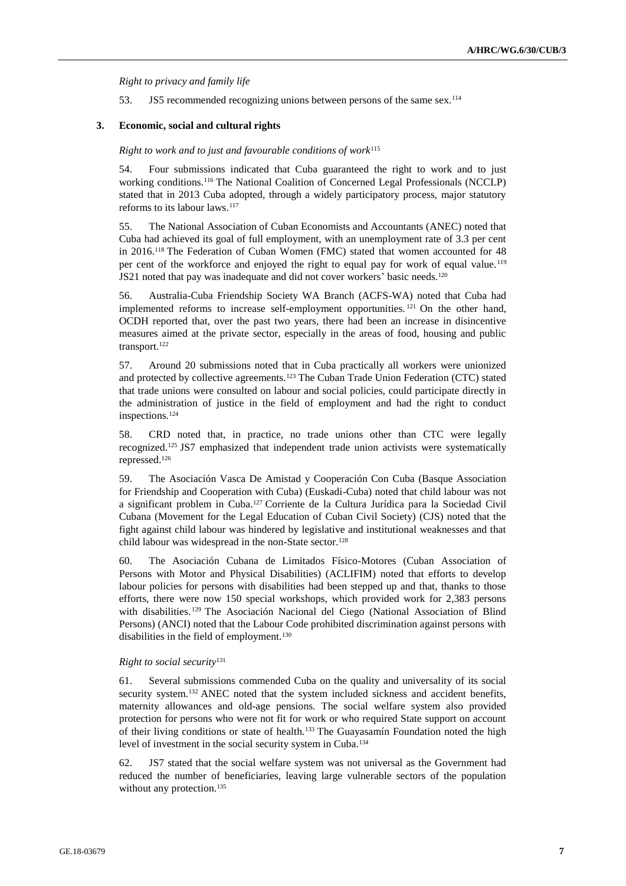*Right to privacy and family life*

53. JS5 recommended recognizing unions between persons of the same sex.[114]

### 3. Economic, social and cultural rights

*Right to work and to just and favourable conditions of work*[115]

54. Four submissions indicated that Cuba guaranteed the right to work and to just working conditions.[116] The National Coalition of Concerned Legal Professionals (NCCLP) stated that in 2013 Cuba adopted, through a widely participatory process, major statutory reforms to its labour laws.[117]

55. The National Association of Cuban Economists and Accountants (ANEC) noted that Cuba had achieved its goal of full employment, with an unemployment rate of 3.3 per cent in 2016.[118] The Federation of Cuban Women (FMC) stated that women accounted for 48 per cent of the workforce and enjoyed the right to equal pay for work of equal value.[119] JS21 noted that pay was inadequate and did not cover workers' basic needs.[120]

56. Australia-Cuba Friendship Society WA Branch (ACFS-WA) noted that Cuba had implemented reforms to increase self-employment opportunities.[121] On the other hand, OCDH reported that, over the past two years, there had been an increase in disincentive measures aimed at the private sector, especially in the areas of food, housing and public transport.[122]

57. Around 20 submissions noted that in Cuba practically all workers were unionized and protected by collective agreements.[123] The Cuban Trade Union Federation (CTC) stated that trade unions were consulted on labour and social policies, could participate directly in the administration of justice in the field of employment and had the right to conduct inspections.[124]

58. CRD noted that, in practice, no trade unions other than CTC were legally recognized.[125] JS7 emphasized that independent trade union activists were systematically repressed.[126]

59. The Asociación Vasca De Amistad y Cooperación Con Cuba (Basque Association for Friendship and Cooperation with Cuba) (Euskadi-Cuba) noted that child labour was not a significant problem in Cuba.[127] Corriente de la Cultura Jurídica para la Sociedad Civil Cubana (Movement for the Legal Education of Cuban Civil Society) (CJS) noted that the fight against child labour was hindered by legislative and institutional weaknesses and that child labour was widespread in the non-State sector.[128]

60. The Asociación Cubana de Limitados Físico-Motores (Cuban Association of Persons with Motor and Physical Disabilities) (ACLIFIM) noted that efforts to develop labour policies for persons with disabilities had been stepped up and that, thanks to those efforts, there were now 150 special workshops, which provided work for 2,383 persons with disabilities.[129] The Asociación Nacional del Ciego (National Association of Blind Persons) (ANCI) noted that the Labour Code prohibited discrimination against persons with disabilities in the field of employment.[130]

*Right to social security*[131]

61. Several submissions commended Cuba on the quality and universality of its social security system.[132] ANEC noted that the system included sickness and accident benefits, maternity allowances and old-age pensions. The social welfare system also provided protection for persons who were not fit for work or who required State support on account of their living conditions or state of health.[133] The Guayasamín Foundation noted the high level of investment in the social security system in Cuba.[134]

62. JS7 stated that the social welfare system was not universal as the Government had reduced the number of beneficiaries, leaving large vulnerable sectors of the population without any protection.[135]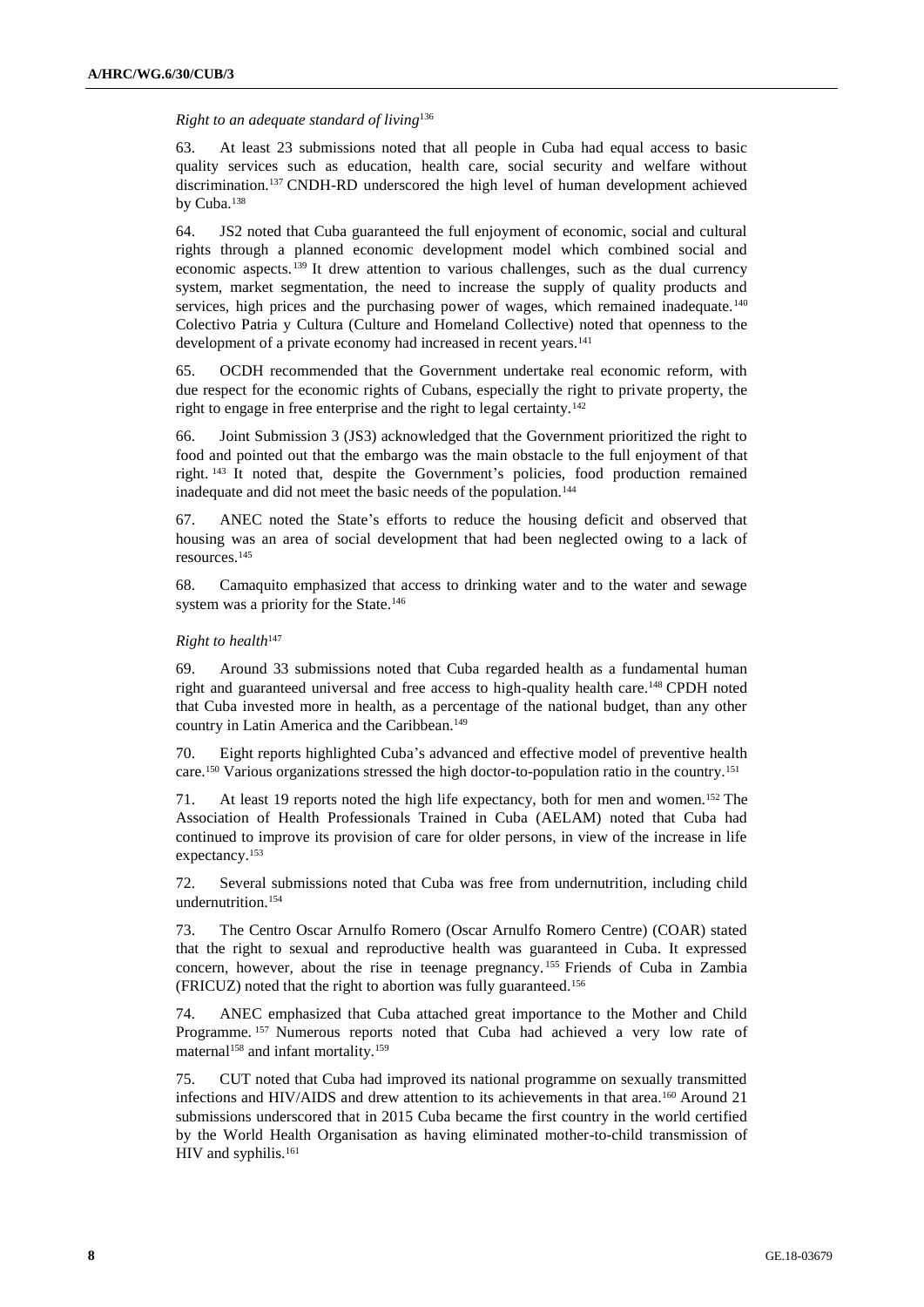*Right to an adequate standard of living*[136]

63. At least 23 submissions noted that all people in Cuba had equal access to basic quality services such as education, health care, social security and welfare without discrimination.[137] CNDH-RD underscored the high level of human development achieved by Cuba.[138]

64. JS2 noted that Cuba guaranteed the full enjoyment of economic, social and cultural rights through a planned economic development model which combined social and economic aspects.[139] It drew attention to various challenges, such as the dual currency system, market segmentation, the need to increase the supply of quality products and services, high prices and the purchasing power of wages, which remained inadequate.[140] Colectivo Patria y Cultura (Culture and Homeland Collective) noted that openness to the development of a private economy had increased in recent years.[141]

65. OCDH recommended that the Government undertake real economic reform, with due respect for the economic rights of Cubans, especially the right to private property, the right to engage in free enterprise and the right to legal certainty.[142]

66. Joint Submission 3 (JS3) acknowledged that the Government prioritized the right to food and pointed out that the embargo was the main obstacle to the full enjoyment of that right.[143] It noted that, despite the Government's policies, food production remained inadequate and did not meet the basic needs of the population.[144]

67. ANEC noted the State's efforts to reduce the housing deficit and observed that housing was an area of social development that had been neglected owing to a lack of resources.[145]

68. Camaquito emphasized that access to drinking water and to the water and sewage system was a priority for the State.[146]

*Right to health*[147]

69. Around 33 submissions noted that Cuba regarded health as a fundamental human right and guaranteed universal and free access to high-quality health care.[148] CPDH noted that Cuba invested more in health, as a percentage of the national budget, than any other country in Latin America and the Caribbean.[149]

70. Eight reports highlighted Cuba's advanced and effective model of preventive health care.[150] Various organizations stressed the high doctor-to-population ratio in the country.[151]

71. At least 19 reports noted the high life expectancy, both for men and women.[152] The Association of Health Professionals Trained in Cuba (AELAM) noted that Cuba had continued to improve its provision of care for older persons, in view of the increase in life expectancy.[153]

72. Several submissions noted that Cuba was free from undernutrition, including child undernutrition.[154]

73. The Centro Oscar Arnulfo Romero (Oscar Arnulfo Romero Centre) (COAR) stated that the right to sexual and reproductive health was guaranteed in Cuba. It expressed concern, however, about the rise in teenage pregnancy.[155] Friends of Cuba in Zambia (FRICUZ) noted that the right to abortion was fully guaranteed.[156]

74. ANEC emphasized that Cuba attached great importance to the Mother and Child Programme.[157] Numerous reports noted that Cuba had achieved a very low rate of maternal[158] and infant mortality.[159]

75. CUT noted that Cuba had improved its national programme on sexually transmitted infections and HIV/AIDS and drew attention to its achievements in that area.[160] Around 21 submissions underscored that in 2015 Cuba became the first country in the world certified by the World Health Organisation as having eliminated mother-to-child transmission of HIV and syphilis.[161]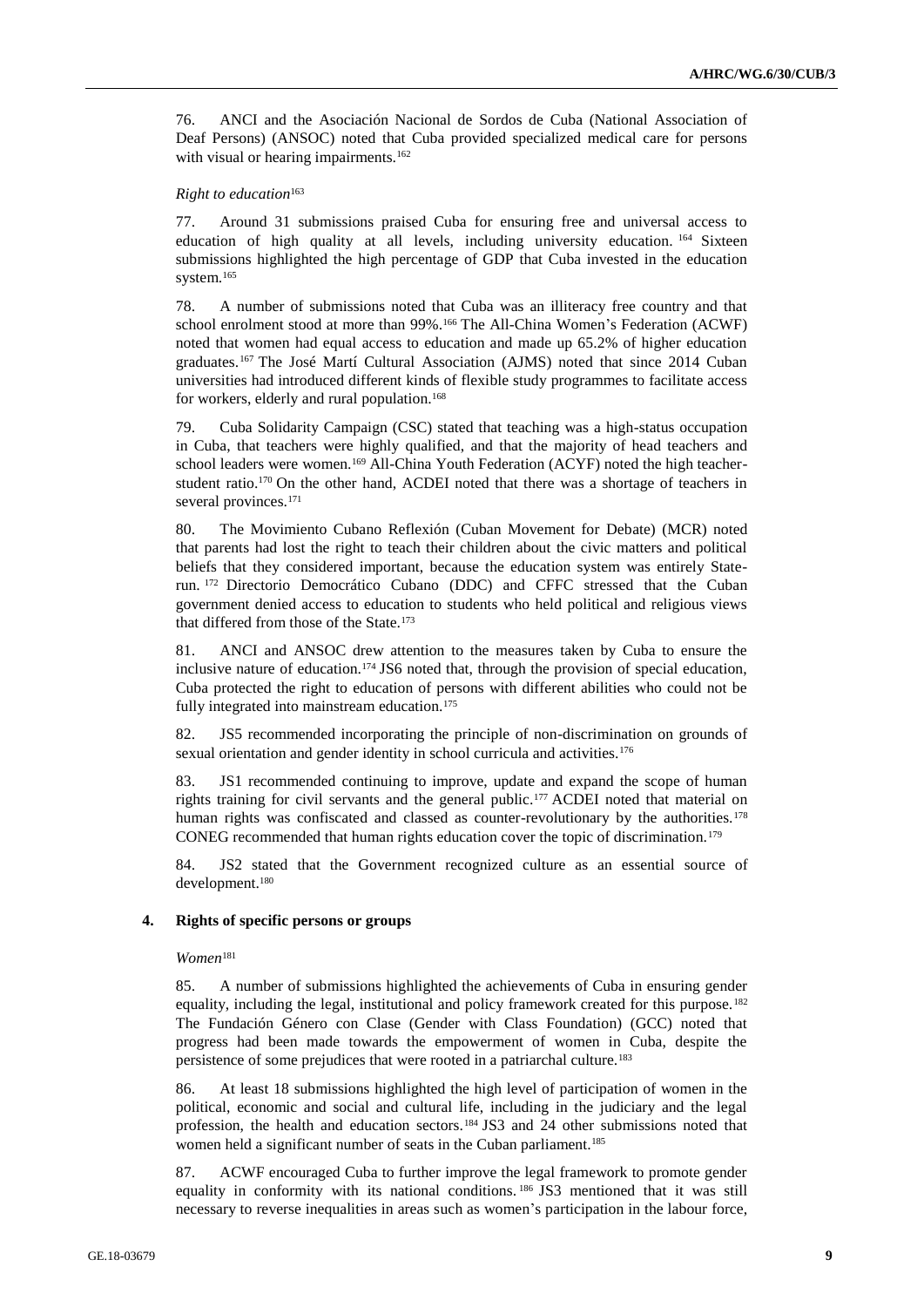76. ANCI and the Asociación Nacional de Sordos de Cuba (National Association of Deaf Persons) (ANSOC) noted that Cuba provided specialized medical care for persons with visual or hearing impairments.[162]

*Right to education*[163]

77. Around 31 submissions praised Cuba for ensuring free and universal access to education of high quality at all levels, including university education.[164] Sixteen submissions highlighted the high percentage of GDP that Cuba invested in the education system.[165]

78. A number of submissions noted that Cuba was an illiteracy free country and that school enrolment stood at more than 99%.[166] The All-China Women's Federation (ACWF) noted that women had equal access to education and made up 65.2% of higher education graduates.[167] The José Martí Cultural Association (AJMS) noted that since 2014 Cuban universities had introduced different kinds of flexible study programmes to facilitate access for workers, elderly and rural population.[168]

79. Cuba Solidarity Campaign (CSC) stated that teaching was a high-status occupation in Cuba, that teachers were highly qualified, and that the majority of head teachers and school leaders were women.[169] All-China Youth Federation (ACYF) noted the high teacher-student ratio.[170] On the other hand, ACDEI noted that there was a shortage of teachers in several provinces.[171]

80. The Movimiento Cubano Reflexión (Cuban Movement for Debate) (MCR) noted that parents had lost the right to teach their children about the civic matters and political beliefs that they considered important, because the education system was entirely State-run.[172] Directorio Democrático Cubano (DDC) and CFFC stressed that the Cuban government denied access to education to students who held political and religious views that differed from those of the State.[173]

81. ANCI and ANSOC drew attention to the measures taken by Cuba to ensure the inclusive nature of education.[174] JS6 noted that, through the provision of special education, Cuba protected the right to education of persons with different abilities who could not be fully integrated into mainstream education.[175]

82. JS5 recommended incorporating the principle of non-discrimination on grounds of sexual orientation and gender identity in school curricula and activities.[176]

83. JS1 recommended continuing to improve, update and expand the scope of human rights training for civil servants and the general public.[177] ACDEI noted that material on human rights was confiscated and classed as counter-revolutionary by the authorities.[178] CONEG recommended that human rights education cover the topic of discrimination.[179]

84. JS2 stated that the Government recognized culture as an essential source of development.[180]

### 4. Rights of specific persons or groups

*Women*[181]

85. A number of submissions highlighted the achievements of Cuba in ensuring gender equality, including the legal, institutional and policy framework created for this purpose.[182] The Fundación Género con Clase (Gender with Class Foundation) (GCC) noted that progress had been made towards the empowerment of women in Cuba, despite the persistence of some prejudices that were rooted in a patriarchal culture.[183]

86. At least 18 submissions highlighted the high level of participation of women in the political, economic and social and cultural life, including in the judiciary and the legal profession, the health and education sectors.[184] JS3 and 24 other submissions noted that women held a significant number of seats in the Cuban parliament.[185]

87. ACWF encouraged Cuba to further improve the legal framework to promote gender equality in conformity with its national conditions.[186] JS3 mentioned that it was still necessary to reverse inequalities in areas such as women's participation in the labour force,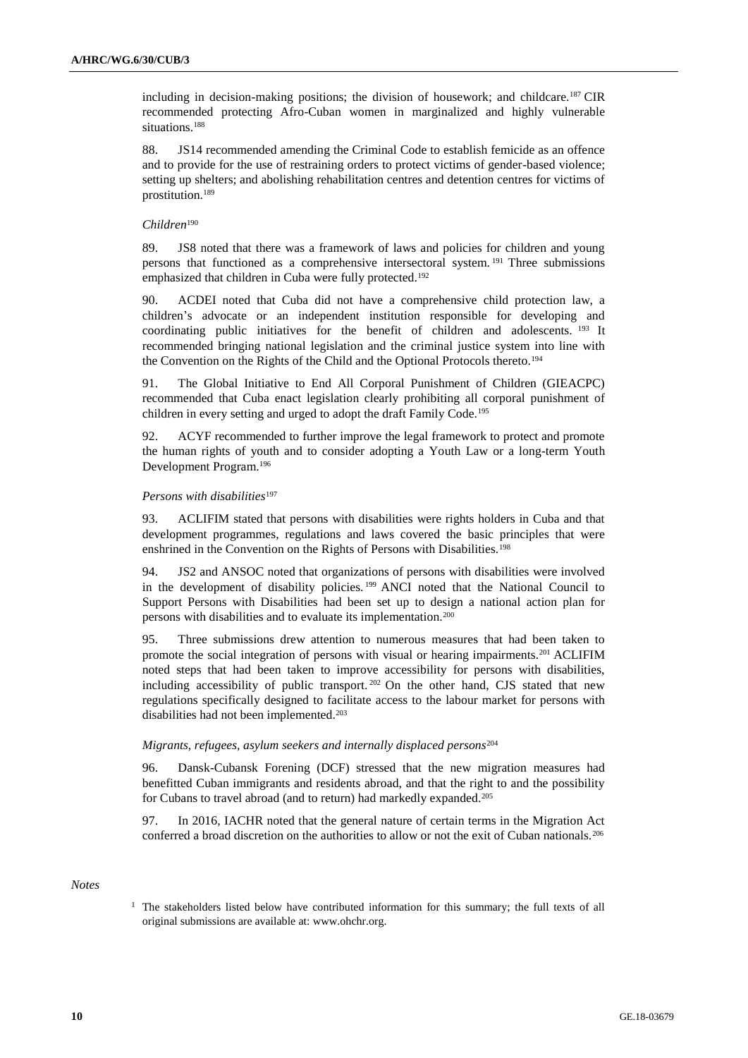including in decision-making positions; the division of housework; and childcare.[187] CIR recommended protecting Afro-Cuban women in marginalized and highly vulnerable situations.[188]

88. JS14 recommended amending the Criminal Code to establish femicide as an offence and to provide for the use of restraining orders to protect victims of gender-based violence; setting up shelters; and abolishing rehabilitation centres and detention centres for victims of prostitution.[189]

*Children*[190]

89. JS8 noted that there was a framework of laws and policies for children and young persons that functioned as a comprehensive intersectoral system.[191] Three submissions emphasized that children in Cuba were fully protected.[192]

90. ACDEI noted that Cuba did not have a comprehensive child protection law, a children's advocate or an independent institution responsible for developing and coordinating public initiatives for the benefit of children and adolescents.[193] It recommended bringing national legislation and the criminal justice system into line with the Convention on the Rights of the Child and the Optional Protocols thereto.[194]

91. The Global Initiative to End All Corporal Punishment of Children (GIEACPC) recommended that Cuba enact legislation clearly prohibiting all corporal punishment of children in every setting and urged to adopt the draft Family Code.[195]

92. ACYF recommended to further improve the legal framework to protect and promote the human rights of youth and to consider adopting a Youth Law or a long-term Youth Development Program.[196]

*Persons with disabilities*[197]

93. ACLIFIM stated that persons with disabilities were rights holders in Cuba and that development programmes, regulations and laws covered the basic principles that were enshrined in the Convention on the Rights of Persons with Disabilities.[198]

94. JS2 and ANSOC noted that organizations of persons with disabilities were involved in the development of disability policies.[199] ANCI noted that the National Council to Support Persons with Disabilities had been set up to design a national action plan for persons with disabilities and to evaluate its implementation.[200]

95. Three submissions drew attention to numerous measures that had been taken to promote the social integration of persons with visual or hearing impairments.[201] ACLIFIM noted steps that had been taken to improve accessibility for persons with disabilities, including accessibility of public transport.[202] On the other hand, CJS stated that new regulations specifically designed to facilitate access to the labour market for persons with disabilities had not been implemented.[203]

*Migrants, refugees, asylum seekers and internally displaced persons*[204]

96. Dansk-Cubansk Forening (DCF) stressed that the new migration measures had benefitted Cuban immigrants and residents abroad, and that the right to and the possibility for Cubans to travel abroad (and to return) had markedly expanded.[205]

97. In 2016, IACHR noted that the general nature of certain terms in the Migration Act conferred a broad discretion on the authorities to allow or not the exit of Cuban nationals.[206]

*Notes*

[1] The stakeholders listed below have contributed information for this summary; the full texts of all original submissions are available at: www.ohchr.org.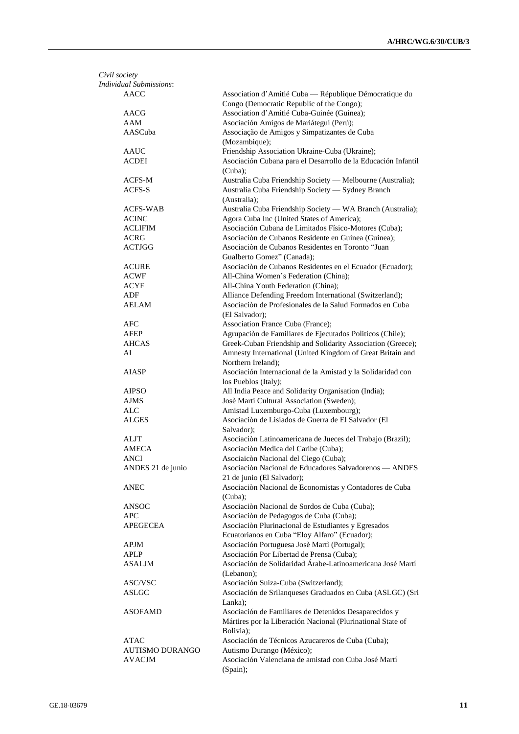*Civil society*

*Individual Submissions*:

| | |
|---|---|
| AACC | Association d'Amitié Cuba — République Démocratique du Congo (Democratic Republic of the Congo); |
| AACG | Association d'Amitié Cuba-Guinée (Guinea); |
| AAM | Asociación Amigos de Mariátegui (Perú); |
| AASCuba | Associação de Amigos y Simpatizantes de Cuba (Mozambique); |
| AAUC | Friendship Association Ukraine-Cuba (Ukraine); |
| ACDEI | Asociación Cubana para el Desarrollo de la Educación Infantil (Cuba); |
| ACFS-M | Australia Cuba Friendship Society — Melbourne (Australia); |
| ACFS-S | Australia Cuba Friendship Society — Sydney Branch (Australia); |
| ACFS-WAB | Australia Cuba Friendship Society — WA Branch (Australia); |
| ACINC | Agora Cuba Inc (United States of America); |
| ACLIFIM | Asociación Cubana de Limitados Físico-Motores (Cuba); |
| ACRG | Asociaciòn de Cubanos Residente en Guinea (Guinea); |
| ACTJGG | Asociaciòn de Cubanos Residentes en Toronto "Juan Gualberto Gomez" (Canada); |
| ACURE | Asociaciòn de Cubanos Residentes en el Ecuador (Ecuador); |
| ACWF | All-China Women's Federation (China); |
| ACYF | All-China Youth Federation (China); |
| ADF | Alliance Defending Freedom International (Switzerland); |
| AELAM | Asociaciòn de Profesionales de la Salud Formados en Cuba (El Salvador); |
| AFC | Association France Cuba (France); |
| AFEP | Agrupaciòn de Familiares de Ejecutados Politicos (Chile); |
| AHCAS | Greek-Cuban Friendship and Solidarity Association (Greece); |
| AI | Amnesty International (United Kingdom of Great Britain and Northern Ireland); |
| AIASP | Asociación Internacional de la Amistad y la Solidaridad con los Pueblos (Italy); |
| AIPSO | All India Peace and Solidarity Organisation (India); |
| AJMS | Josè Marti Cultural Association (Sweden); |
| ALC | Amistad Luxemburgo-Cuba (Luxembourg); |
| ALGES | Asociaciòn de Lisiados de Guerra de El Salvador (El Salvador); |
| ALJT | Asociaciòn Latinoamericana de Jueces del Trabajo (Brazil); |
| AMECA | Asociaciòn Medica del Caribe (Cuba); |
| ANCI | Asociaicòn Nacional del Ciego (Cuba); |
| ANDES 21 de junio | Asociaciòn Nacional de Educadores Salvadorenos — ANDES 21 de junio (El Salvador); |
| ANEC | Asociaciòn Nacional de Economistas y Contadores de Cuba (Cuba); |
| ANSOC | Asociaciòn Nacional de Sordos de Cuba (Cuba); |
| APC | Asociaciòn de Pedagogos de Cuba (Cuba); |
| APEGECEA | Asociaciòn Plurinacional de Estudiantes y Egresados Ecuatorianos en Cuba "Eloy Alfaro" (Ecuador); |
| APJM | Asociación Portuguesa Josè Martì (Portugal); |
| APLP | Asociación Por Libertad de Prensa (Cuba); |
| ASALJM | Asociación de Solidaridad Árabe-Latinoamericana José Martí (Lebanon); |
| ASC/VSC | Asociación Suiza-Cuba (Switzerland); |
| ASLGC | Asociación de Srilanqueses Graduados en Cuba (ASLGC) (Sri Lanka); |
| ASOFAMD | Asociación de Familiares de Detenidos Desaparecidos y Mártires por la Liberación Nacional (Plurinational State of Bolivia); |
| ATAC | Asociación de Técnicos Azucareros de Cuba (Cuba); |
| AUTISMO DURANGO | Autismo Durango (México); |
| AVACJM | Asociación Valenciana de amistad con Cuba José Martí (Spain); |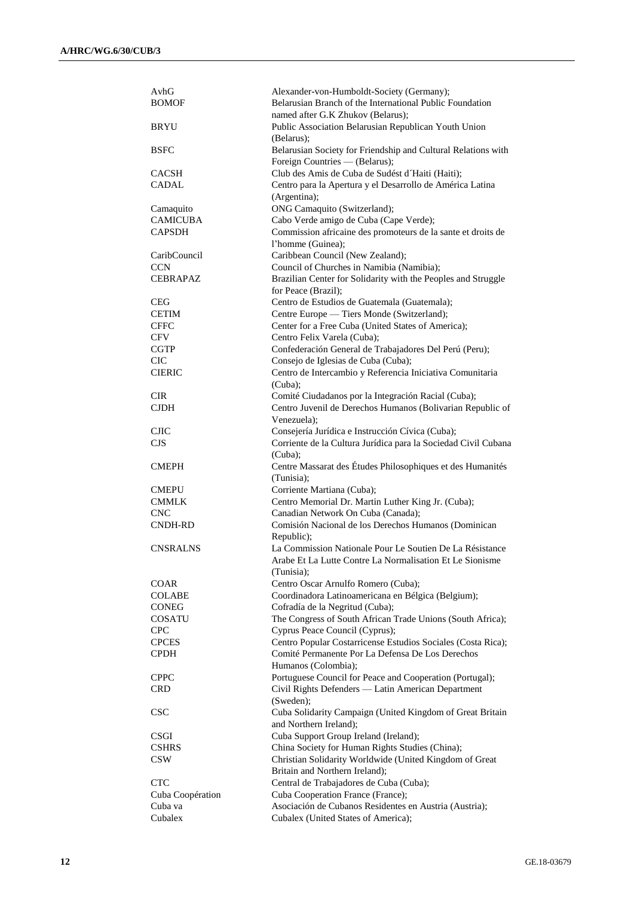| | |
|---|---|
| AvhG | Alexander-von-Humboldt-Society (Germany); |
| BOMOF | Belarusian Branch of the International Public Foundation named after G.K Zhukov (Belarus); |
| BRYU | Public Association Belarusian Republican Youth Union (Belarus); |
| BSFC | Belarusian Society for Friendship and Cultural Relations with Foreign Countries — (Belarus); |
| CACSH | Club des Amis de Cuba de Sudést d´Haiti (Haiti); |
| CADAL | Centro para la Apertura y el Desarrollo de América Latina (Argentina); |
| Camaquito | ONG Camaquito (Switzerland); |
| CAMICUBA | Cabo Verde amigo de Cuba (Cape Verde); |
| CAPSDH | Commission africaine des promoteurs de la sante et droits de l'homme (Guinea); |
| CaribCouncil | Caribbean Council (New Zealand); |
| CCN | Council of Churches in Namibia (Namibia); |
| CEBRAPAZ | Brazilian Center for Solidarity with the Peoples and Struggle for Peace (Brazil); |
| CEG | Centro de Estudios de Guatemala (Guatemala); |
| CETIM | Centre Europe — Tiers Monde (Switzerland); |
| CFFC | Center for a Free Cuba (United States of America); |
| CFV | Centro Felix Varela (Cuba); |
| CGTP | Confederación General de Trabajadores Del Perú (Peru); |
| CIC | Consejo de Iglesias de Cuba (Cuba); |
| CIERIC | Centro de Intercambio y Referencia Iniciativa Comunitaria (Cuba); |
| CIR | Comité Ciudadanos por la Integración Racial (Cuba); |
| CJDH | Centro Juvenil de Derechos Humanos (Bolivarian Republic of Venezuela); |
| CJIC | Consejería Jurídica e Instrucción Cívica (Cuba); |
| CJS | Corriente de la Cultura Jurídica para la Sociedad Civil Cubana (Cuba); |
| CMEPH | Centre Massarat des Études Philosophiques et des Humanités (Tunisia); |
| CMEPU | Corriente Martiana (Cuba); |
| CMMLK | Centro Memorial Dr. Martin Luther King Jr. (Cuba); |
| CNC | Canadian Network On Cuba (Canada); |
| CNDH-RD | Comisión Nacional de los Derechos Humanos (Dominican Republic); |
| CNSRALNS | La Commission Nationale Pour Le Soutien De La Résistance Arabe Et La Lutte Contre La Normalisation Et Le Sionisme (Tunisia); |
| COAR | Centro Oscar Arnulfo Romero (Cuba); |
| COLABE | Coordinadora Latinoamericana en Bélgica (Belgium); |
| CONEG | Cofradía de la Negritud (Cuba); |
| COSATU | The Congress of South African Trade Unions (South Africa); |
| CPC | Cyprus Peace Council (Cyprus); |
| CPCES | Centro Popular Costarricense Estudios Sociales (Costa Rica); |
| CPDH | Comité Permanente Por La Defensa De Los Derechos Humanos (Colombia); |
| CPPC | Portuguese Council for Peace and Cooperation (Portugal); |
| CRD | Civil Rights Defenders — Latin American Department (Sweden); |
| CSC | Cuba Solidarity Campaign (United Kingdom of Great Britain and Northern Ireland); |
| CSGI | Cuba Support Group Ireland (Ireland); |
| CSHRS | China Society for Human Rights Studies (China); |
| CSW | Christian Solidarity Worldwide (United Kingdom of Great Britain and Northern Ireland); |
| CTC | Central de Trabajadores de Cuba (Cuba); |
| Cuba Coopération | Cuba Cooperation France (France); |
| Cuba va | Asociación de Cubanos Residentes en Austria (Austria); |
| Cubalex | Cubalex (United States of America); |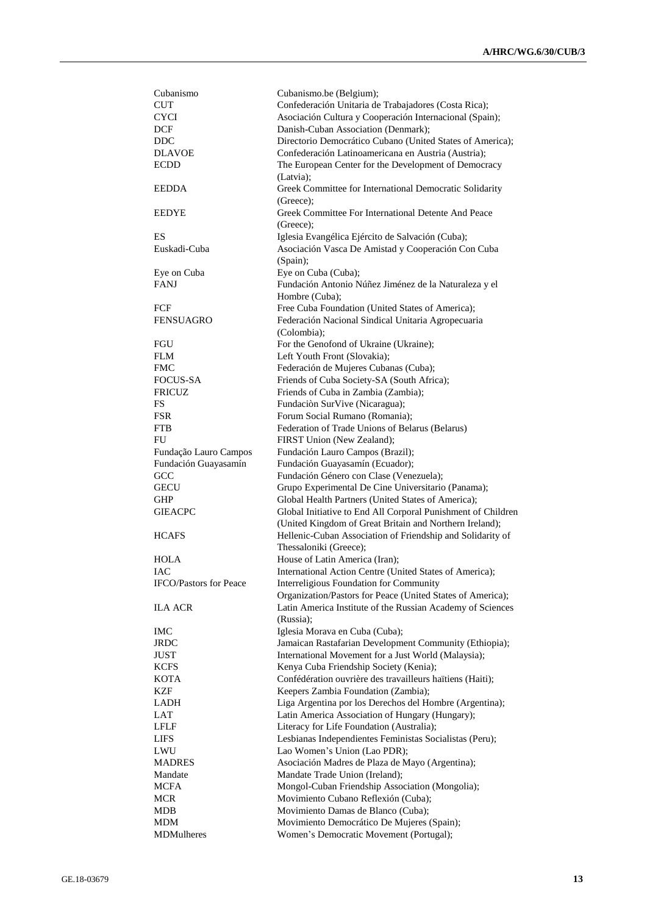| | |
|---|---|
| Cubanismo | Cubanismo.be (Belgium); |
| CUT | Confederación Unitaria de Trabajadores (Costa Rica); |
| CYCI | Asociación Cultura y Cooperación Internacional (Spain); |
| DCF | Danish-Cuban Association (Denmark); |
| DDC | Directorio Democrático Cubano (United States of America); |
| DLAVOE | Confederación Latinoamericana en Austria (Austria); |
| ECDD | The European Center for the Development of Democracy (Latvia); |
| EEDDA | Greek Committee for International Democratic Solidarity (Greece); |
| EEDYE | Greek Committee For International Detente And Peace (Greece); |
| ES | Iglesia Evangélica Ejército de Salvación (Cuba); |
| Euskadi-Cuba | Asociación Vasca De Amistad y Cooperación Con Cuba (Spain); |
| Eye on Cuba | Eye on Cuba (Cuba); |
| FANJ | Fundación Antonio Núñez Jiménez de la Naturaleza y el Hombre (Cuba); |
| FCF | Free Cuba Foundation (United States of America); |
| FENSUAGRO | Federación Nacional Sindical Unitaria Agropecuaria (Colombia); |
| FGU | For the Genofond of Ukraine (Ukraine); |
| FLM | Left Youth Front (Slovakia); |
| FMC | Federación de Mujeres Cubanas (Cuba); |
| FOCUS-SA | Friends of Cuba Society-SA (South Africa); |
| FRICUZ | Friends of Cuba in Zambia (Zambia); |
| FS | Fundaciòn SurVive (Nicaragua); |
| FSR | Forum Social Rumano (Romania); |
| FTB | Federation of Trade Unions of Belarus (Belarus) |
| FU | FIRST Union (New Zealand); |
| Fundação Lauro Campos | Fundación Lauro Campos (Brazil); |
| Fundación Guayasamín | Fundación Guayasamín (Ecuador); |
| GCC | Fundación Género con Clase (Venezuela); |
| GECU | Grupo Experimental De Cine Universitario (Panama); |
| GHP | Global Health Partners (United States of America); |
| GIEACPC | Global Initiative to End All Corporal Punishment of Children (United Kingdom of Great Britain and Northern Ireland); |
| HCAFS | Hellenic-Cuban Association of Friendship and Solidarity of Thessaloniki (Greece); |
| HOLA | House of Latin America (Iran); |
| IAC | International Action Centre (United States of America); |
| IFCO/Pastors for Peace | Interreligious Foundation for Community Organization/Pastors for Peace (United States of America); |
| ILA ACR | Latin America Institute of the Russian Academy of Sciences (Russia); |
| IMC | Iglesia Morava en Cuba (Cuba); |
| JRDC | Jamaican Rastafarian Development Community (Ethiopia); |
| JUST | International Movement for a Just World (Malaysia); |
| KCFS | Kenya Cuba Friendship Society (Kenia); |
| KOTA | Confédération ouvrière des travailleurs haïtiens (Haiti); |
| KZF | Keepers Zambia Foundation (Zambia); |
| LADH | Liga Argentina por los Derechos del Hombre (Argentina); |
| LAT | Latin America Association of Hungary (Hungary); |
| LFLF | Literacy for Life Foundation (Australia); |
| LIFS | Lesbianas Independientes Feministas Socialistas (Peru); |
| LWU | Lao Women's Union (Lao PDR); |
| MADRES | Asociación Madres de Plaza de Mayo (Argentina); |
| Mandate | Mandate Trade Union (Ireland); |
| MCFA | Mongol-Cuban Friendship Association (Mongolia); |
| MCR | Movimiento Cubano Reflexión (Cuba); |
| MDB | Movimiento Damas de Blanco (Cuba); |
| MDM | Movimiento Democrático De Mujeres (Spain); |
| MDMulheres | Women's Democratic Movement (Portugal); |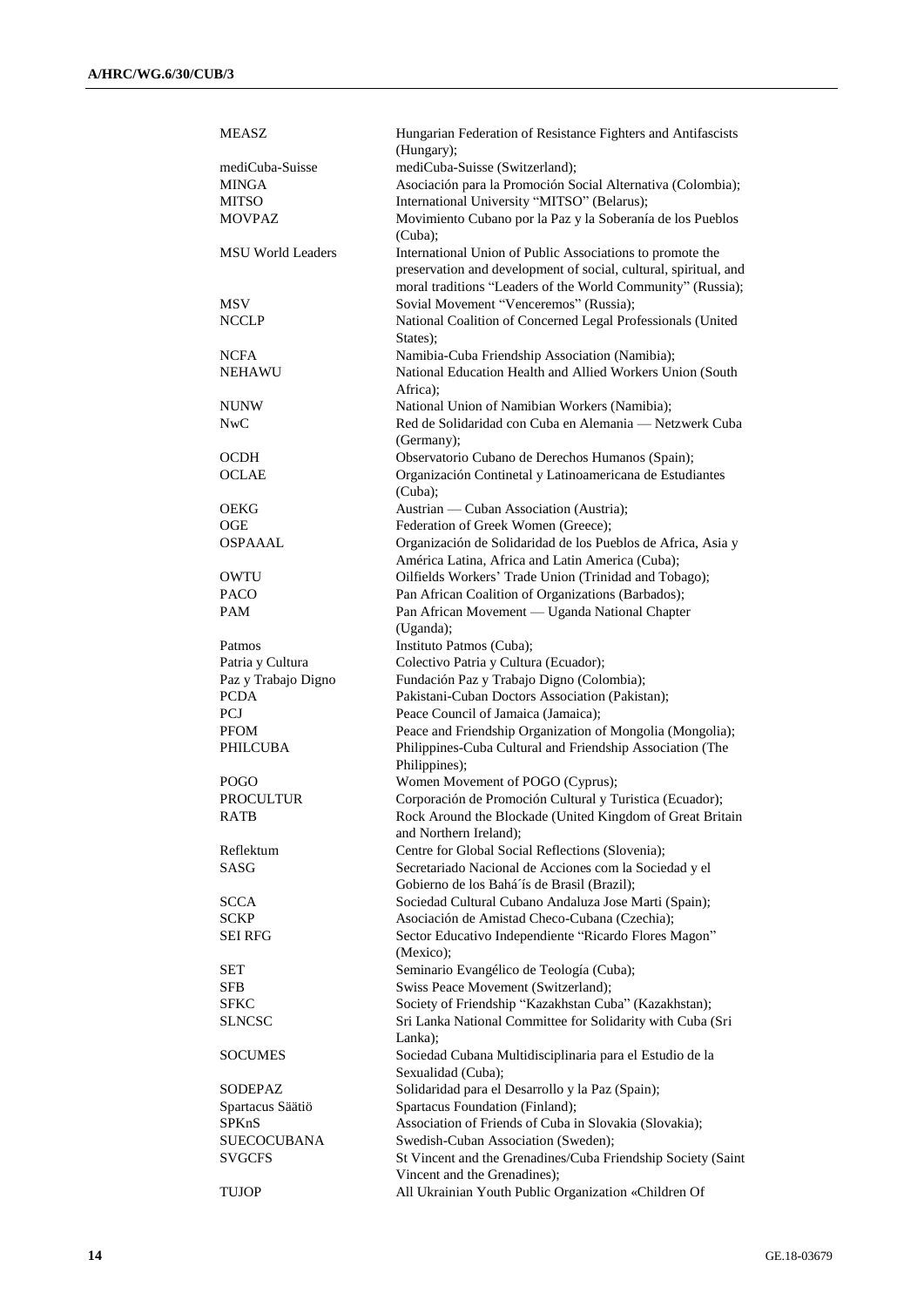| | |
|---|---|
| MEASZ | Hungarian Federation of Resistance Fighters and Antifascists (Hungary); |
| mediCuba-Suisse | mediCuba-Suisse (Switzerland); |
| MINGA | Asociación para la Promoción Social Alternativa (Colombia); |
| MITSO | International University "MITSO" (Belarus); |
| MOVPAZ | Movimiento Cubano por la Paz y la Soberanía de los Pueblos (Cuba); |
| MSU World Leaders | International Union of Public Associations to promote the preservation and development of social, cultural, spiritual, and moral traditions "Leaders of the World Community" (Russia); |
| MSV | Sovial Movement "Venceremos" (Russia); |
| NCCLP | National Coalition of Concerned Legal Professionals (United States); |
| NCFA | Namibia-Cuba Friendship Association (Namibia); |
| NEHAWU | National Education Health and Allied Workers Union (South Africa); |
| NUNW | National Union of Namibian Workers (Namibia); |
| NwC | Red de Solidaridad con Cuba en Alemania — Netzwerk Cuba (Germany); |
| OCDH | Observatorio Cubano de Derechos Humanos (Spain); |
| OCLAE | Organización Continetal y Latinoamericana de Estudiantes (Cuba); |
| OEKG | Austrian — Cuban Association (Austria); |
| OGE | Federation of Greek Women (Greece); |
| OSPAAAL | Organización de Solidaridad de los Pueblos de Africa, Asia y América Latina, Africa and Latin America (Cuba); |
| OWTU | Oilfields Workers' Trade Union (Trinidad and Tobago); |
| PACO | Pan African Coalition of Organizations (Barbados); |
| PAM | Pan African Movement — Uganda National Chapter (Uganda); |
| Patmos | Instituto Patmos (Cuba); |
| Patria y Cultura | Colectivo Patria y Cultura (Ecuador); |
| Paz y Trabajo Digno | Fundación Paz y Trabajo Digno (Colombia); |
| PCDA | Pakistani-Cuban Doctors Association (Pakistan); |
| PCJ | Peace Council of Jamaica (Jamaica); |
| PFOM | Peace and Friendship Organization of Mongolia (Mongolia); |
| PHILCUBA | Philippines-Cuba Cultural and Friendship Association (The Philippines); |
| POGO | Women Movement of POGO (Cyprus); |
| PROCULTUR | Corporación de Promoción Cultural y Turistica (Ecuador); |
| RATB | Rock Around the Blockade (United Kingdom of Great Britain and Northern Ireland); |
| Reflektum | Centre for Global Social Reflections (Slovenia); |
| SASG | Secretariado Nacional de Acciones com la Sociedad y el Gobierno de los Bahá´ís de Brasil (Brazil); |
| SCCA | Sociedad Cultural Cubano Andaluza Jose Marti (Spain); |
| SCKP | Asociación de Amistad Checo-Cubana (Czechia); |
| SEI RFG | Sector Educativo Independiente "Ricardo Flores Magon" (Mexico); |
| SET | Seminario Evangélico de Teología (Cuba); |
| SFB | Swiss Peace Movement (Switzerland); |
| SFKC | Society of Friendship "Kazakhstan Cuba" (Kazakhstan); |
| SLNCSC | Sri Lanka National Committee for Solidarity with Cuba (Sri Lanka); |
| SOCUMES | Sociedad Cubana Multidisciplinaria para el Estudio de la Sexualidad (Cuba); |
| SODEPAZ | Solidaridad para el Desarrollo y la Paz (Spain); |
| Spartacus Säätiö | Spartacus Foundation (Finland); |
| SPKnS | Association of Friends of Cuba in Slovakia (Slovakia); |
| SUECOCUBANA | Swedish-Cuban Association (Sweden); |
| SVGCFS | St Vincent and the Grenadines/Cuba Friendship Society (Saint Vincent and the Grenadines); |
| TUJOP | All Ukrainian Youth Public Organization «Children Of |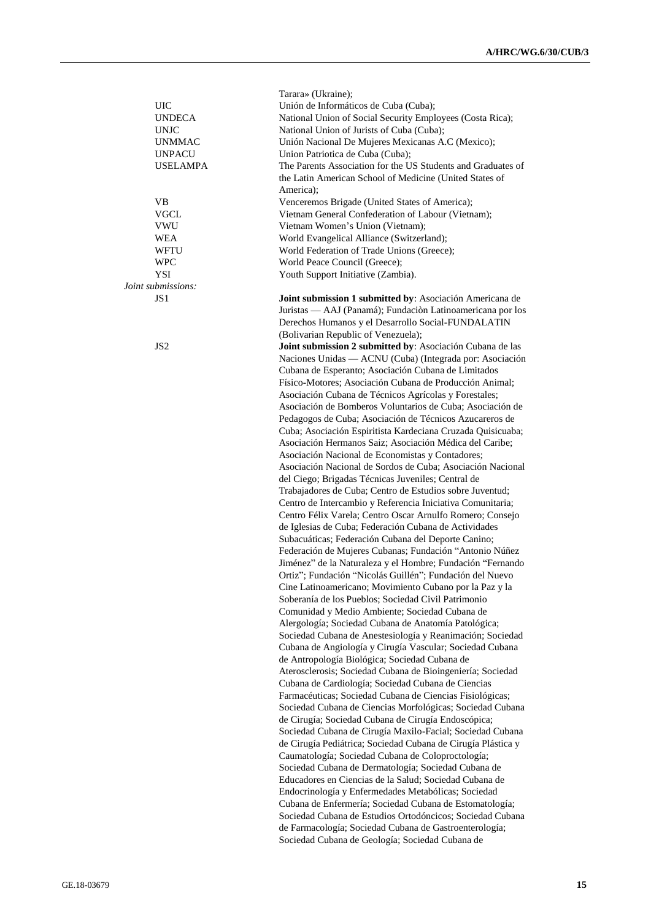Tarara» (Ukraine);

| | |
|---|---|
| UIC | Unión de Informáticos de Cuba (Cuba); |
| UNDECA | National Union of Social Security Employees (Costa Rica); |
| UNJC | National Union of Jurists of Cuba (Cuba); |
| UNMMAC | Unión Nacional De Mujeres Mexicanas A.C (Mexico); |
| UNPACU | Union Patriotica de Cuba (Cuba); |
| USELAMPA | The Parents Association for the US Students and Graduates of the Latin American School of Medicine (United States of America); |
| VB | Venceremos Brigade (United States of America); |
| VGCL | Vietnam General Confederation of Labour (Vietnam); |
| VWU | Vietnam Women's Union (Vietnam); |
| WEA | World Evangelical Alliance (Switzerland); |
| WFTU | World Federation of Trade Unions (Greece); |
| WPC | World Peace Council (Greece); |
| YSI | Youth Support Initiative (Zambia). |

*Joint submissions:*

| | |
|---|---|
| JS1 | **Joint submission 1 submitted by**: Asociación Americana de Juristas — AAJ (Panamá); Fundaciòn Latinoamericana por los Derechos Humanos y el Desarrollo Social-FUNDALATIN (Bolivarian Republic of Venezuela); |
| JS2 | **Joint submission 2 submitted by**: Asociación Cubana de las Naciones Unidas — ACNU (Cuba) (Integrada por: Asociación Cubana de Esperanto; Asociación Cubana de Limitados Físico-Motores; Asociación Cubana de Producción Animal; Asociación Cubana de Técnicos Agrícolas y Forestales; Asociación de Bomberos Voluntarios de Cuba; Asociación de Pedagogos de Cuba; Asociación de Técnicos Azucareros de Cuba; Asociación Espiritista Kardeciana Cruzada Quisicuaba; Asociación Hermanos Saiz; Asociación Médica del Caribe; Asociación Nacional de Economistas y Contadores; Asociación Nacional de Sordos de Cuba; Asociación Nacional del Ciego; Brigadas Técnicas Juveniles; Central de Trabajadores de Cuba; Centro de Estudios sobre Juventud; Centro de Intercambio y Referencia Iniciativa Comunitaria; Centro Félix Varela; Centro Oscar Arnulfo Romero; Consejo de Iglesias de Cuba; Federación Cubana de Actividades Subacuáticas; Federación Cubana del Deporte Canino; Federación de Mujeres Cubanas; Fundación "Antonio Núñez Jiménez" de la Naturaleza y el Hombre; Fundación "Fernando Ortiz"; Fundación "Nicolás Guillén"; Fundación del Nuevo Cine Latinoamericano; Movimiento Cubano por la Paz y la Soberanía de los Pueblos; Sociedad Civil Patrimonio Comunidad y Medio Ambiente; Sociedad Cubana de Alergología; Sociedad Cubana de Anatomía Patológica; Sociedad Cubana de Anestesiología y Reanimación; Sociedad Cubana de Angiología y Cirugía Vascular; Sociedad Cubana de Antropología Biológica; Sociedad Cubana de Aterosclerosis; Sociedad Cubana de Bioingeniería; Sociedad Cubana de Cardiología; Sociedad Cubana de Ciencias Farmacéuticas; Sociedad Cubana de Ciencias Fisiológicas; Sociedad Cubana de Ciencias Morfológicas; Sociedad Cubana de Cirugía; Sociedad Cubana de Cirugía Endoscópica; Sociedad Cubana de Cirugía Maxilo-Facial; Sociedad Cubana de Cirugía Pediátrica; Sociedad Cubana de Cirugía Plástica y Caumatología; Sociedad Cubana de Coloproctología; Sociedad Cubana de Dermatología; Sociedad Cubana de Educadores en Ciencias de la Salud; Sociedad Cubana de Endocrinología y Enfermedades Metabólicas; Sociedad Cubana de Enfermería; Sociedad Cubana de Estomatología; Sociedad Cubana de Estudios Ortodóncicos; Sociedad Cubana de Farmacología; Sociedad Cubana de Gastroenterología; Sociedad Cubana de Geología; Sociedad Cubana de |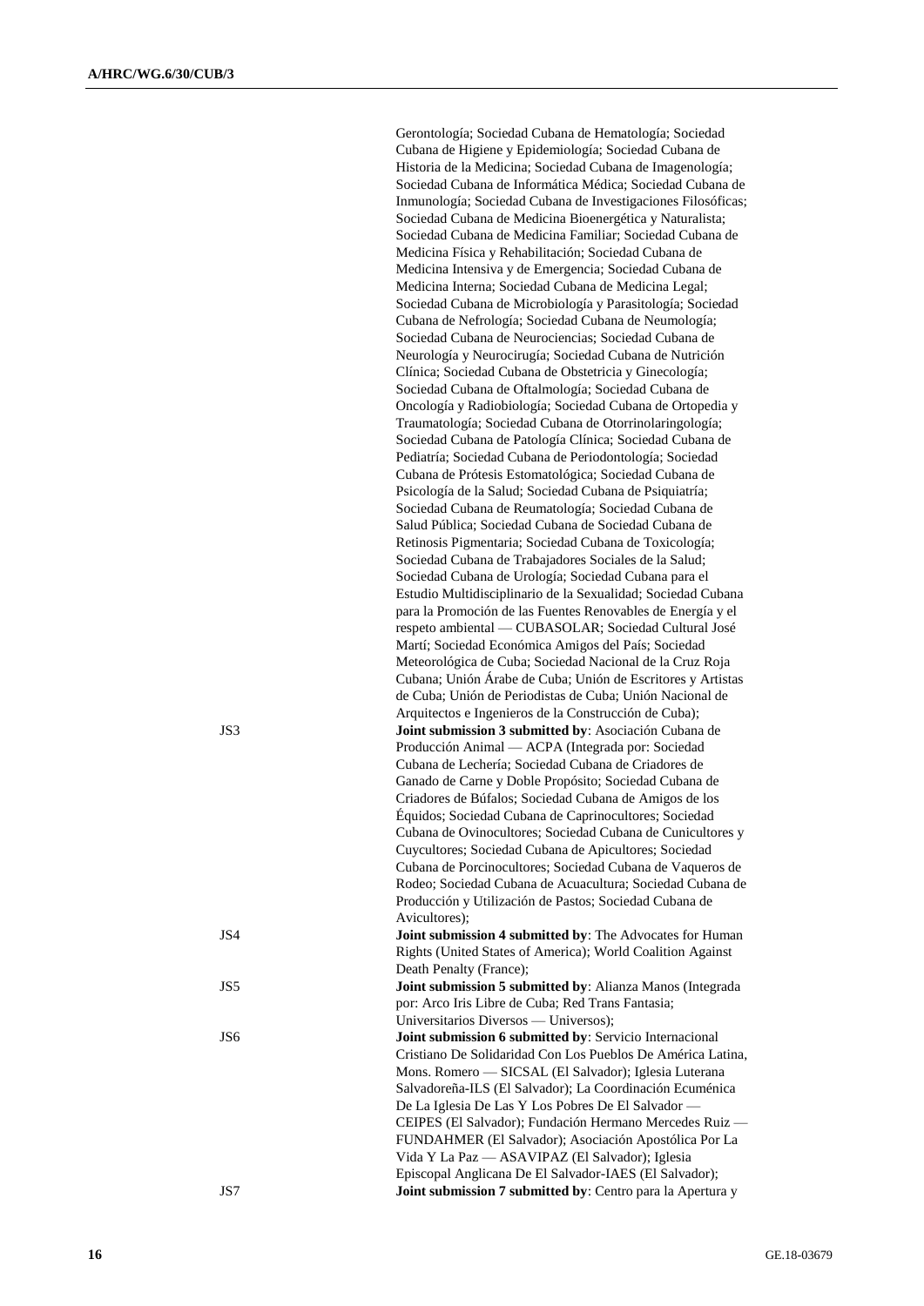Gerontología; Sociedad Cubana de Hematología; Sociedad Cubana de Higiene y Epidemiología; Sociedad Cubana de Historia de la Medicina; Sociedad Cubana de Imagenología; Sociedad Cubana de Informática Médica; Sociedad Cubana de Inmunología; Sociedad Cubana de Investigaciones Filosóficas; Sociedad Cubana de Medicina Bioenergética y Naturalista; Sociedad Cubana de Medicina Familiar; Sociedad Cubana de Medicina Física y Rehabilitación; Sociedad Cubana de Medicina Intensiva y de Emergencia; Sociedad Cubana de Medicina Interna; Sociedad Cubana de Medicina Legal; Sociedad Cubana de Microbiología y Parasitología; Sociedad Cubana de Nefrología; Sociedad Cubana de Neumología; Sociedad Cubana de Neurociencias; Sociedad Cubana de Neurología y Neurocirugía; Sociedad Cubana de Nutrición Clínica; Sociedad Cubana de Obstetricia y Ginecología; Sociedad Cubana de Oftalmología; Sociedad Cubana de Oncología y Radiobiología; Sociedad Cubana de Ortopedia y Traumatología; Sociedad Cubana de Otorrinolaringología; Sociedad Cubana de Patología Clínica; Sociedad Cubana de Pediatría; Sociedad Cubana de Periodontología; Sociedad Cubana de Prótesis Estomatológica; Sociedad Cubana de Psicología de la Salud; Sociedad Cubana de Psiquiatría; Sociedad Cubana de Reumatología; Sociedad Cubana de Salud Pública; Sociedad Cubana de Sociedad Cubana de Retinosis Pigmentaria; Sociedad Cubana de Toxicología; Sociedad Cubana de Trabajadores Sociales de la Salud; Sociedad Cubana de Urología; Sociedad Cubana para el Estudio Multidisciplinario de la Sexualidad; Sociedad Cubana para la Promoción de las Fuentes Renovables de Energía y el respeto ambiental — CUBASOLAR; Sociedad Cultural José Martí; Sociedad Económica Amigos del País; Sociedad Meteorológica de Cuba; Sociedad Nacional de la Cruz Roja Cubana; Unión Árabe de Cuba; Unión de Escritores y Artistas de Cuba; Unión de Periodistas de Cuba; Unión Nacional de Arquitectos e Ingenieros de la Construcción de Cuba);

JS3 **Joint submission 3 submitted by**: Asociación Cubana de Producción Animal — ACPA (Integrada por: Sociedad Cubana de Lechería; Sociedad Cubana de Criadores de Ganado de Carne y Doble Propósito; Sociedad Cubana de Criadores de Búfalos; Sociedad Cubana de Amigos de los Équidos; Sociedad Cubana de Caprinocultores; Sociedad Cubana de Ovinocultores; Sociedad Cubana de Cunicultores y Cuycultores; Sociedad Cubana de Apicultores; Sociedad Cubana de Porcinocultores; Sociedad Cubana de Vaqueros de Rodeo; Sociedad Cubana de Acuacultura; Sociedad Cubana de Producción y Utilización de Pastos; Sociedad Cubana de Avicultores);

JS4 **Joint submission 4 submitted by**: The Advocates for Human Rights (United States of America); World Coalition Against Death Penalty (France);

JS5 **Joint submission 5 submitted by**: Alianza Manos (Integrada por: Arco Iris Libre de Cuba; Red Trans Fantasia; Universitarios Diversos — Universos);

JS6 **Joint submission 6 submitted by**: Servicio Internacional Cristiano De Solidaridad Con Los Pueblos De América Latina, Mons. Romero — SICSAL (El Salvador); Iglesia Luterana Salvadoreña-ILS (El Salvador); La Coordinación Ecuménica De La Iglesia De Las Y Los Pobres De El Salvador — CEIPES (El Salvador); Fundación Hermano Mercedes Ruiz — FUNDAHMER (El Salvador); Asociación Apostólica Por La Vida Y La Paz — ASAVIPAZ (El Salvador); Iglesia Episcopal Anglicana De El Salvador-IAES (El Salvador);

JS7 **Joint submission 7 submitted by**: Centro para la Apertura y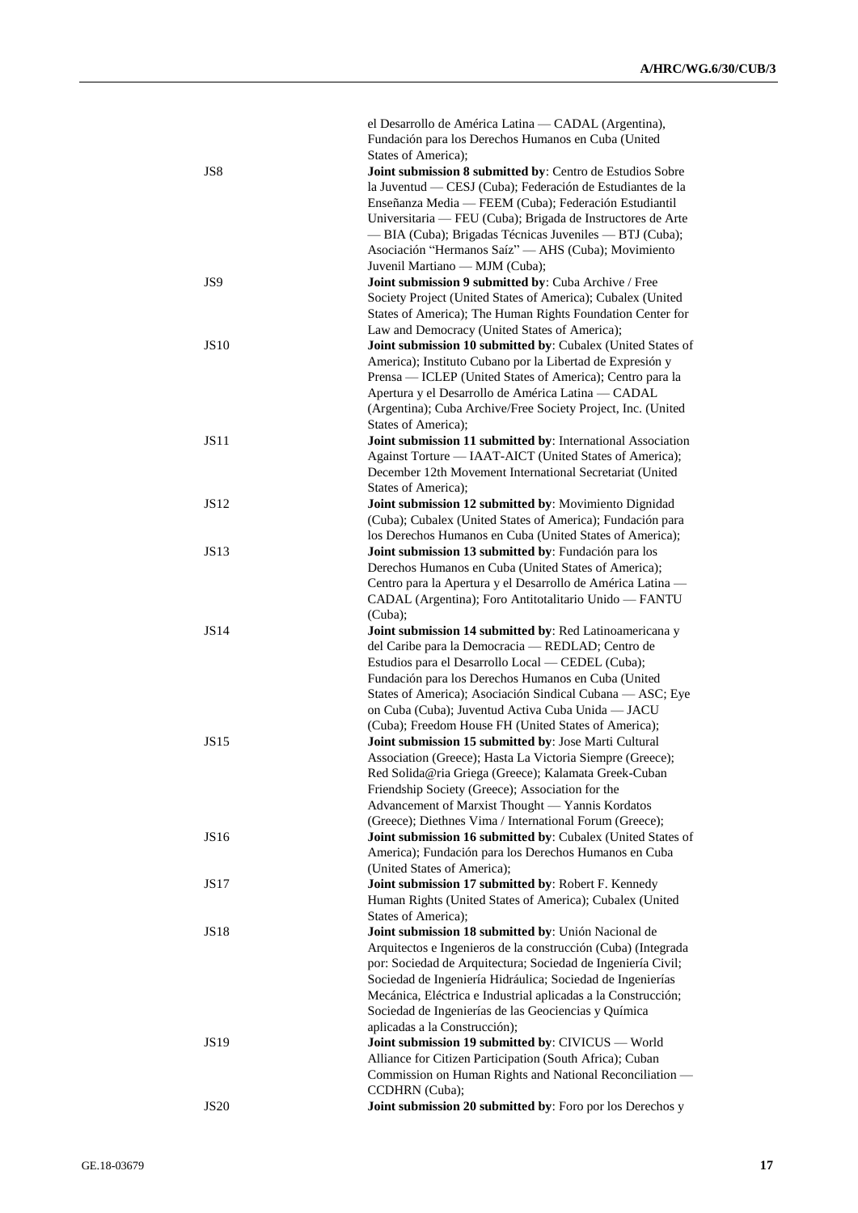| | |
|---|---|
| | el Desarrollo de América Latina — CADAL (Argentina), Fundación para los Derechos Humanos en Cuba (United States of America); |
| JS8 | **Joint submission 8 submitted by**: Centro de Estudios Sobre la Juventud — CESJ (Cuba); Federación de Estudiantes de la Enseñanza Media — FEEM (Cuba); Federación Estudiantil Universitaria — FEU (Cuba); Brigada de Instructores de Arte — BIA (Cuba); Brigadas Técnicas Juveniles — BTJ (Cuba); Asociación "Hermanos Saíz" — AHS (Cuba); Movimiento Juvenil Martiano — MJM (Cuba); |
| JS9 | **Joint submission 9 submitted by**: Cuba Archive / Free Society Project (United States of America); Cubalex (United States of America); The Human Rights Foundation Center for Law and Democracy (United States of America); |
| JS10 | **Joint submission 10 submitted by**: Cubalex (United States of America); Instituto Cubano por la Libertad de Expresión y Prensa — ICLEP (United States of America); Centro para la Apertura y el Desarrollo de América Latina — CADAL (Argentina); Cuba Archive/Free Society Project, Inc. (United States of America); |
| JS11 | **Joint submission 11 submitted by**: International Association Against Torture — IAAT-AICT (United States of America); December 12th Movement International Secretariat (United States of America); |
| JS12 | **Joint submission 12 submitted by**: Movimiento Dignidad (Cuba); Cubalex (United States of America); Fundación para los Derechos Humanos en Cuba (United States of America); |
| JS13 | **Joint submission 13 submitted by**: Fundación para los Derechos Humanos en Cuba (United States of America); Centro para la Apertura y el Desarrollo de América Latina — CADAL (Argentina); Foro Antitotalitario Unido — FANTU (Cuba); |
| JS14 | **Joint submission 14 submitted by**: Red Latinoamericana y del Caribe para la Democracia — REDLAD; Centro de Estudios para el Desarrollo Local — CEDEL (Cuba); Fundación para los Derechos Humanos en Cuba (United States of America); Asociación Sindical Cubana — ASC; Eye on Cuba (Cuba); Juventud Activa Cuba Unida — JACU (Cuba); Freedom House FH (United States of America); |
| JS15 | **Joint submission 15 submitted by**: Jose Marti Cultural Association (Greece); Hasta La Victoria Siempre (Greece); Red Solida@ria Griega (Greece); Kalamata Greek-Cuban Friendship Society (Greece); Association for the Advancement of Marxist Thought — Yannis Kordatos (Greece); Diethnes Vima / International Forum (Greece); |
| JS16 | **Joint submission 16 submitted by**: Cubalex (United States of America); Fundación para los Derechos Humanos en Cuba (United States of America); |
| JS17 | **Joint submission 17 submitted by**: Robert F. Kennedy Human Rights (United States of America); Cubalex (United States of America); |
| JS18 | **Joint submission 18 submitted by**: Unión Nacional de Arquitectos e Ingenieros de la construcción (Cuba) (Integrada por: Sociedad de Arquitectura; Sociedad de Ingeniería Civil; Sociedad de Ingeniería Hidráulica; Sociedad de Ingenierías Mecánica, Eléctrica e Industrial aplicadas a la Construcción; Sociedad de Ingenierías de las Geociencias y Química aplicadas a la Construcción); |
| JS19 | **Joint submission 19 submitted by**: CIVICUS — World Alliance for Citizen Participation (South Africa); Cuban Commission on Human Rights and National Reconciliation — CCDHRN (Cuba); |
| JS20 | **Joint submission 20 submitted by**: Foro por los Derechos y |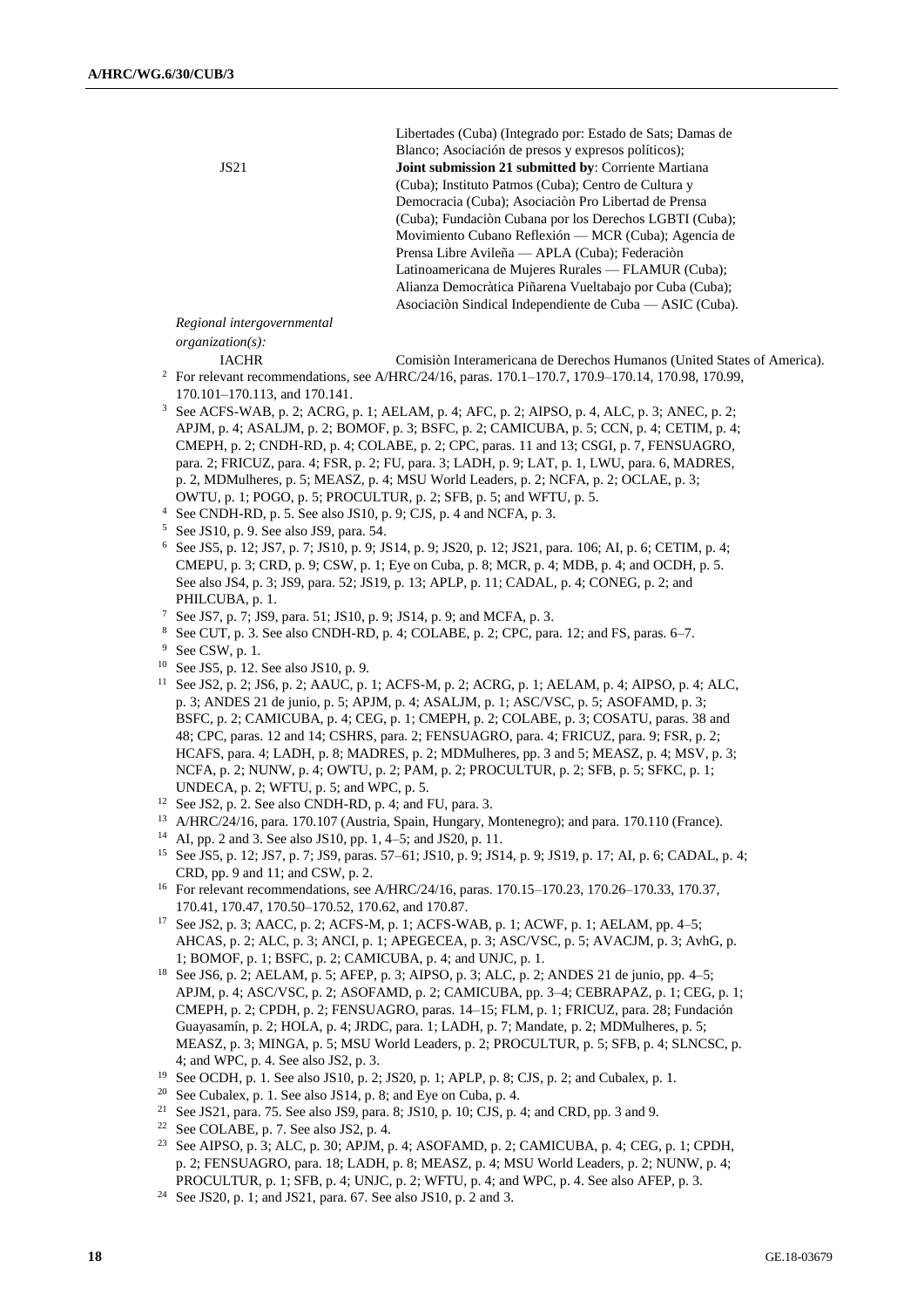Libertades (Cuba) (Integrado por: Estado de Sats; Damas de Blanco; Asociación de presos y expresos políticos);

JS21 **Joint submission 21 submitted by**: Corriente Martiana (Cuba); Instituto Patmos (Cuba); Centro de Cultura y Democracia (Cuba); Asociaciòn Pro Libertad de Prensa (Cuba); Fundaciòn Cubana por los Derechos LGBTI (Cuba); Movimiento Cubano Reflexión — MCR (Cuba); Agencia de Prensa Libre Avileña — APLA (Cuba); Federaciòn Latinoamericana de Mujeres Rurales — FLAMUR (Cuba); Alianza Democràtica Piñarena Vueltabajo por Cuba (Cuba); Asociaciòn Sindical Independiente de Cuba — ASIC (Cuba).

*Regional intergovernmental organization(s):*

IACHR Comisiòn Interamericana de Derechos Humanos (United States of America).

[2] For relevant recommendations, see A/HRC/24/16, paras. 170.1–170.7, 170.9–170.14, 170.98, 170.99, 170.101–170.113, and 170.141.

[3] See ACFS-WAB, p. 2; ACRG, p. 1; AELAM, p. 4; AFC, p. 2; AIPSO, p. 4, ALC, p. 3; ANEC, p. 2; APJM, p. 4; ASALJM, p. 2; BOMOF, p. 3; BSFC, p. 2; CAMICUBA, p. 5; CCN, p. 4; CETIM, p. 4; CMEPH, p. 2; CNDH-RD, p. 4; COLABE, p. 2; CPC, paras. 11 and 13; CSGI, p. 7, FENSUAGRO, para. 2; FRICUZ, para. 4; FSR, p. 2; FU, para. 3; LADH, p. 9; LAT, p. 1, LWU, para. 6, MADRES, p. 2, MDMulheres, p. 5; MEASZ, p. 4; MSU World Leaders, p. 2; NCFA, p. 2; OCLAE, p. 3; OWTU, p. 1; POGO, p. 5; PROCULTUR, p. 2; SFB, p. 5; and WFTU, p. 5.

[4] See CNDH-RD, p. 5. See also JS10, p. 9; CJS, p. 4 and NCFA, p. 3.

[5] See JS10, p. 9. See also JS9, para. 54.

[6] See JS5, p. 12; JS7, p. 7; JS10, p. 9; JS14, p. 9; JS20, p. 12; JS21, para. 106; AI, p. 6; CETIM, p. 4; CMEPU, p. 3; CRD, p. 9; CSW, p. 1; Eye on Cuba, p. 8; MCR, p. 4; MDB, p. 4; and OCDH, p. 5. See also JS4, p. 3; JS9, para. 52; JS19, p. 13; APLP, p. 11; CADAL, p. 4; CONEG, p. 2; and PHILCUBA, p. 1.

[7] See JS7, p. 7; JS9, para. 51; JS10, p. 9; JS14, p. 9; and MCFA, p. 3.

[8] See CUT, p. 3. See also CNDH-RD, p. 4; COLABE, p. 2; CPC, para. 12; and FS, paras. 6–7.

[9] See CSW, p. 1.

[10] See JS5, p. 12. See also JS10, p. 9.

[11] See JS2, p. 2; JS6, p. 2; AAUC, p. 1; ACFS-M, p. 2; ACRG, p. 1; AELAM, p. 4; AIPSO, p. 4; ALC, p. 3; ANDES 21 de junio, p. 5; APJM, p. 4; ASALJM, p. 1; ASC/VSC, p. 5; ASOFAMD, p. 3; BSFC, p. 2; CAMICUBA, p. 4; CEG, p. 1; CMEPH, p. 2; COLABE, p. 3; COSATU, paras. 38 and 48; CPC, paras. 12 and 14; CSHRS, para. 2; FENSUAGRO, para. 4; FRICUZ, para. 9; FSR, p. 2; HCAFS, para. 4; LADH, p. 8; MADRES, p. 2; MDMulheres, pp. 3 and 5; MEASZ, p. 4; MSV, p. 3; NCFA, p. 2; NUNW, p. 4; OWTU, p. 2; PAM, p. 2; PROCULTUR, p. 2; SFB, p. 5; SFKC, p. 1; UNDECA, p. 2; WFTU, p. 5; and WPC, p. 5.

[12] See JS2, p. 2. See also CNDH-RD, p. 4; and FU, para. 3.

[13] A/HRC/24/16, para. 170.107 (Austria, Spain, Hungary, Montenegro); and para. 170.110 (France).

[14] AI, pp. 2 and 3. See also JS10, pp. 1, 4–5; and JS20, p. 11.

[15] See JS5, p. 12; JS7, p. 7; JS9, paras. 57–61; JS10, p. 9; JS14, p. 9; JS19, p. 17; AI, p. 6; CADAL, p. 4; CRD, pp. 9 and 11; and CSW, p. 2.

[16] For relevant recommendations, see A/HRC/24/16, paras. 170.15–170.23, 170.26–170.33, 170.37, 170.41, 170.47, 170.50–170.52, 170.62, and 170.87.

[17] See JS2, p. 3; AACC, p. 2; ACFS-M, p. 1; ACFS-WAB, p. 1; ACWF, p. 1; AELAM, pp. 4–5; AHCAS, p. 2; ALC, p. 3; ANCI, p. 1; APEGECEA, p. 3; ASC/VSC, p. 5; AVACJM, p. 3; AvhG, p. 1; BOMOF, p. 1; BSFC, p. 2; CAMICUBA, p. 4; and UNJC, p. 1.

[18] See JS6, p. 2; AELAM, p. 5; AFEP, p. 3; AIPSO, p. 3; ALC, p. 2; ANDES 21 de junio, pp. 4–5; APJM, p. 4; ASC/VSC, p. 2; ASOFAMD, p. 2; CAMICUBA, pp. 3–4; CEBRAPAZ, p. 1; CEG, p. 1; CMEPH, p. 2; CPDH, p. 2; FENSUAGRO, paras. 14–15; FLM, p. 1; FRICUZ, para. 28; Fundación Guayasamín, p. 2; HOLA, p. 4; JRDC, para. 1; LADH, p. 7; Mandate, p. 2; MDMulheres, p. 5; MEASZ, p. 3; MINGA, p. 5; MSU World Leaders, p. 2; PROCULTUR, p. 5; SFB, p. 4; SLNCSC, p. 4; and WPC, p. 4. See also JS2, p. 3.

[19] See OCDH, p. 1. See also JS10, p. 2; JS20, p. 1; APLP, p. 8; CJS, p. 2; and Cubalex, p. 1.

[20] See Cubalex, p. 1. See also JS14, p. 8; and Eye on Cuba, p. 4.

[21] See JS21, para. 75. See also JS9, para. 8; JS10, p. 10; CJS, p. 4; and CRD, pp. 3 and 9.

[22] See COLABE, p. 7. See also JS2, p. 4.

[23] See AIPSO, p. 3; ALC, p. 30; APJM, p. 4; ASOFAMD, p. 2; CAMICUBA, p. 4; CEG, p. 1; CPDH, p. 2; FENSUAGRO, para. 18; LADH, p. 8; MEASZ, p. 4; MSU World Leaders, p. 2; NUNW, p. 4; PROCULTUR, p. 1; SFB, p. 4; UNJC, p. 2; WFTU, p. 4; and WPC, p. 4. See also AFEP, p. 3.

[24] See JS20, p. 1; and JS21, para. 67. See also JS10, p. 2 and 3.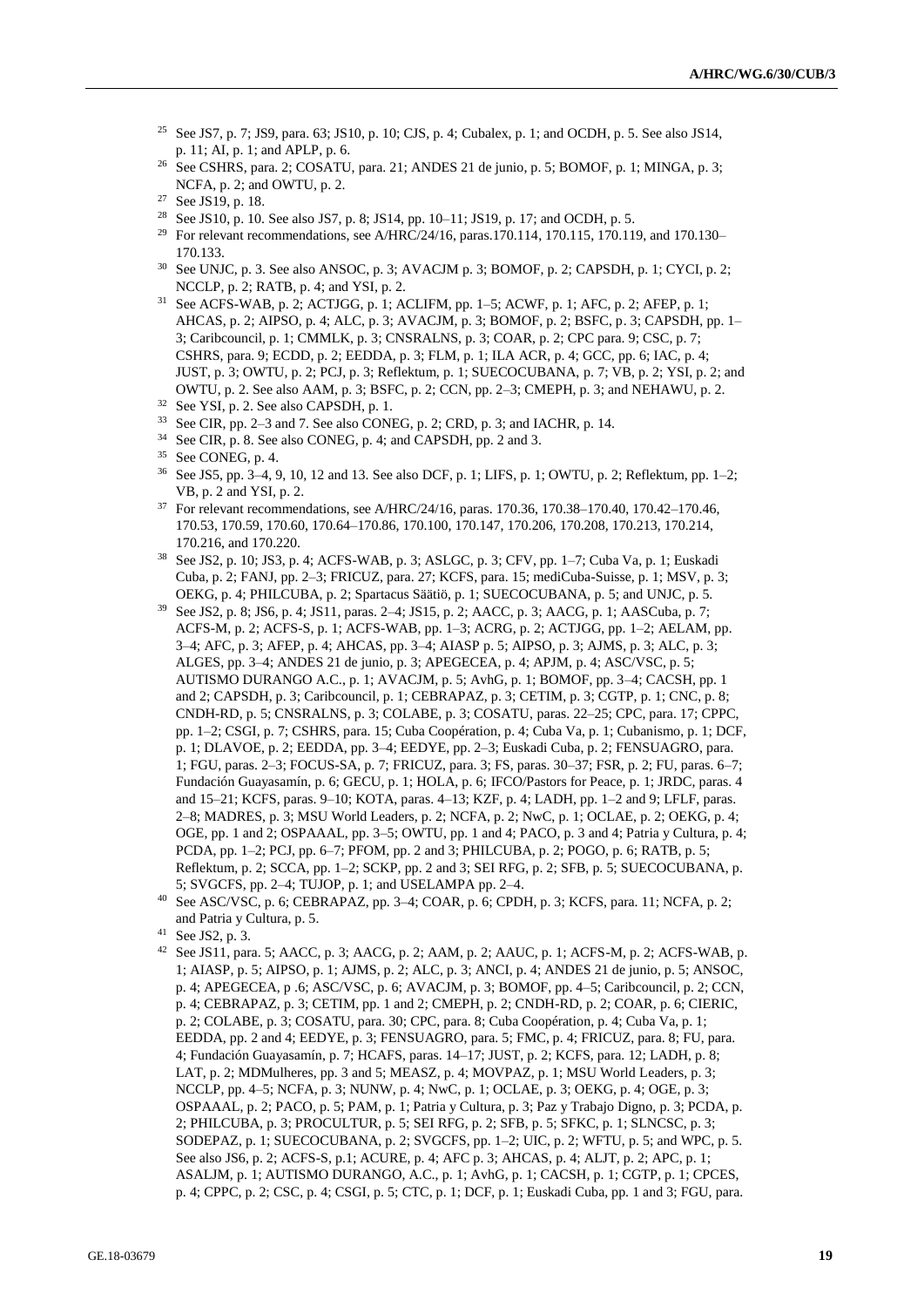[25] See JS7, p. 7; JS9, para. 63; JS10, p. 10; CJS, p. 4; Cubalex, p. 1; and OCDH, p. 5. See also JS14, p. 11; AI, p. 1; and APLP, p. 6.

[26] See CSHRS, para. 2; COSATU, para. 21; ANDES 21 de junio, p. 5; BOMOF, p. 1; MINGA, p. 3; NCFA, p. 2; and OWTU, p. 2.

[27] See JS19, p. 18.

[28] See JS10, p. 10. See also JS7, p. 8; JS14, pp. 10–11; JS19, p. 17; and OCDH, p. 5.

[29] For relevant recommendations, see A/HRC/24/16, paras.170.114, 170.115, 170.119, and 170.130–170.133.

[30] See UNJC, p. 3. See also ANSOC, p. 3; AVACJM p. 3; BOMOF, p. 2; CAPSDH, p. 1; CYCI, p. 2; NCCLP, p. 2; RATB, p. 4; and YSI, p. 2.

[31] See ACFS-WAB, p. 2; ACTJGG, p. 1; ACLIFM, pp. 1–5; ACWF, p. 1; AFC, p. 2; AFEP, p. 1; AHCAS, p. 2; AIPSO, p. 4; ALC, p. 3; AVACJM, p. 3; BOMOF, p. 2; BSFC, p. 3; CAPSDH, pp. 1–3; Caribcouncil, p. 1; CMMLK, p. 3; CNSRALNS, p. 3; COAR, p. 2; CPC para. 9; CSC, p. 7; CSHRS, para. 9; ECDD, p. 2; EEDDA, p. 3; FLM, p. 1; ILA ACR, p. 4; GCC, pp. 6; IAC, p. 4; JUST, p. 3; OWTU, p. 2; PCJ, p. 3; Reflektum, p. 1; SUECOCUBANA, p. 7; VB, p. 2; YSI, p. 2; and OWTU, p. 2. See also AAM, p. 3; BSFC, p. 2; CCN, pp. 2–3; CMEPH, p. 3; and NEHAWU, p. 2.

[32] See YSI, p. 2. See also CAPSDH, p. 1.

[33] See CIR, pp. 2–3 and 7. See also CONEG, p. 2; CRD, p. 3; and IACHR, p. 14.

[34] See CIR, p. 8. See also CONEG, p. 4; and CAPSDH, pp. 2 and 3.

[35] See CONEG, p. 4.

[36] See JS5, pp. 3–4, 9, 10, 12 and 13. See also DCF, p. 1; LIFS, p. 1; OWTU, p. 2; Reflektum, pp. 1–2; VB, p. 2 and YSI, p. 2.

[37] For relevant recommendations, see A/HRC/24/16, paras. 170.36, 170.38–170.40, 170.42–170.46, 170.53, 170.59, 170.60, 170.64–170.86, 170.100, 170.147, 170.206, 170.208, 170.213, 170.214, 170.216, and 170.220.

[38] See JS2, p. 10; JS3, p. 4; ACFS-WAB, p. 3; ASLGC, p. 3; CFV, pp. 1–7; Cuba Va, p. 1; Euskadi Cuba, p. 2; FANJ, pp. 2–3; FRICUZ, para. 27; KCFS, para. 15; mediCuba-Suisse, p. 1; MSV, p. 3; OEKG, p. 4; PHILCUBA, p. 2; Spartacus Säätiö, p. 1; SUECOCUBANA, p. 5; and UNJC, p. 5.

[39] See JS2, p. 8; JS6, p. 4; JS11, paras. 2–4; JS15, p. 2; AACC, p. 3; AACG, p. 1; AASCuba, p. 7; ACFS-M, p. 2; ACFS-S, p. 1; ACFS-WAB, pp. 1–3; ACRG, p. 2; ACTJGG, pp. 1–2; AELAM, pp. 3–4; AFC, p. 3; AFEP, p. 4; AHCAS, pp. 3–4; AIASP p. 5; AIPSO, p. 3; AJMS, p. 3; ALC, p. 3; ALGES, pp. 3–4; ANDES 21 de junio, p. 3; APEGECEA, p. 4; APJM, p. 4; ASC/VSC, p. 5; AUTISMO DURANGO A.C., p. 1; AVACJM, p. 5; AvhG, p. 1; BOMOF, pp. 3–4; CACSH, pp. 1 and 2; CAPSDH, p. 3; Caribcouncil, p. 1; CEBRAPAZ, p. 3; CETIM, p. 3; CGTP, p. 1; CNC, p. 8; CNDH-RD, p. 5; CNSRALNS, p. 3; COLABE, p. 3; COSATU, paras. 22–25; CPC, para. 17; CPPC, pp. 1–2; CSGI, p. 7; CSHRS, para. 15; Cuba Coopération, p. 4; Cuba Va, p. 1; Cubanismo, p. 1; DCF, p. 1; DLAVOE, p. 2; EEDDA, pp. 3–4; EEDYE, pp. 2–3; Euskadi Cuba, p. 2; FENSUAGRO, para. 1; FGU, paras. 2–3; FOCUS-SA, p. 7; FRICUZ, para. 3; FS, paras. 30–37; FSR, p. 2; FU, paras. 6–7; Fundación Guayasamín, p. 6; GECU, p. 1; HOLA, p. 6; IFCO/Pastors for Peace, p. 1; JRDC, paras. 4 and 15–21; KCFS, paras. 9–10; KOTA, paras. 4–13; KZF, p. 4; LADH, pp. 1–2 and 9; LFLF, paras. 2–8; MADRES, p. 3; MSU World Leaders, p. 2; NCFA, p. 2; NwC, p. 1; OCLAE, p. 2; OEKG, p. 4; OGE, pp. 1 and 2; OSPAAAL, pp. 3–5; OWTU, pp. 1 and 4; PACO, p. 3 and 4; Patria y Cultura, p. 4; PCDA, pp. 1–2; PCJ, pp. 6–7; PFOM, pp. 2 and 3; PHILCUBA, p. 2; POGO, p. 6; RATB, p. 5; Reflektum, p. 2; SCCA, pp. 1–2; SCKP, pp. 2 and 3; SEI RFG, p. 2; SFB, p. 5; SUECOCUBANA, p. 5; SVGCFS, pp. 2–4; TUJOP, p. 1; and USELAMPA pp. 2–4.

[40] See ASC/VSC, p. 6; CEBRAPAZ, pp. 3–4; COAR, p. 6; CPDH, p. 3; KCFS, para. 11; NCFA, p. 2; and Patria y Cultura, p. 5.

[41] See JS2, p. 3.

[42] See JS11, para. 5; AACC, p. 3; AACG, p. 2; AAM, p. 2; AAUC, p. 1; ACFS-M, p. 2; ACFS-WAB, p. 1; AIASP, p. 5; AIPSO, p. 1; AJMS, p. 2; ALC, p. 3; ANCI, p. 4; ANDES 21 de junio, p. 5; ANSOC, p. 4; APEGECEA, p .6; ASC/VSC, p. 6; AVACJM, p. 3; BOMOF, pp. 4–5; Caribcouncil, p. 2; CCN, p. 4; CEBRAPAZ, p. 3; CETIM, pp. 1 and 2; CMEPH, p. 3; CNDH-RD, p. 2; COAR, p. 6; CIERIC, p. 2; COLABE, p. 3; COSATU, para. 30; CPC, para. 8; Cuba Coopération, p. 4; Cuba Va, p. 1; EEDDA, pp. 2 and 4; EEDYE, p. 3; FENSUAGRO, para. 5; FMC, p. 4; FRICUZ, para. 8; FU, para. 4; Fundación Guayasamín, p. 7; HCAFS, paras. 14–17; JUST, p. 2; KCFS, para. 12; LADH, p. 8; LAT, p. 2; MDMulheres, pp. 3 and 5; MEASZ, p. 4; MOVPAZ, p. 1; MSU World Leaders, p. 3; NCCLP, pp. 4–5; NCFA, p. 3; NUNW, p. 4; NwC, p. 1; OCLAE, p. 3; OEKG, p. 4; OGE, p. 3; OSPAAAL, p. 2; PACO, p. 5; PAM, p. 1; Patria y Cultura, p. 3; Paz y Trabajo Digno, p. 3; PCDA, p. 2; PHILCUBA, p. 3; PROCULTUR, p. 5; SEI RFG, p. 2; SFB, p. 5; SFKC, p. 1; SLNCSC, p. 3; SODEPAZ, p. 1; SUECOCUBANA, p. 2; SVGCFS, pp. 1–2; UIC, p. 2; WFTU, p. 5; and WPC, p. 5. See also JS6, p. 2; ACFS-S, p.1; ACURE, p. 4; AFC p. 3; AHCAS, p. 4; ALJT, p. 2; APC, p. 1; ASALJM, p. 1; AUTISMO DURANGO, A.C., p. 1; AvhG, p. 1; CACSH, p. 1; CGTP, p. 1; CPCES, p. 4; CPPC, p. 2; CSC, p. 4; CSGI, p. 5; CTC, p. 1; DCF, p. 1; Euskadi Cuba, pp. 1 and 3; FGU, para.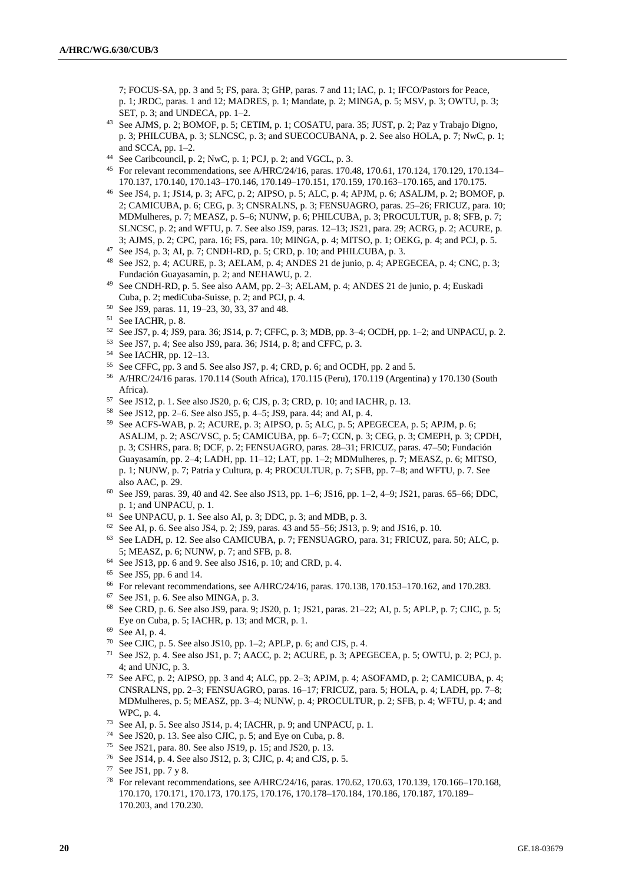7; FOCUS-SA, pp. 3 and 5; FS, para. 3; GHP, paras. 7 and 11; IAC, p. 1; IFCO/Pastors for Peace, p. 1; JRDC, paras. 1 and 12; MADRES, p. 1; Mandate, p. 2; MINGA, p. 5; MSV, p. 3; OWTU, p. 3; SET, p. 3; and UNDECA, pp. 1–2.

[43] See AJMS, p. 2; BOMOF, p. 5; CETIM, p. 1; COSATU, para. 35; JUST, p. 2; Paz y Trabajo Digno, p. 3; PHILCUBA, p. 3; SLNCSC, p. 3; and SUECOCUBANA, p. 2. See also HOLA, p. 7; NwC, p. 1; and SCCA, pp. 1–2.

[44] See Caribcouncil, p. 2; NwC, p. 1; PCJ, p. 2; and VGCL, p. 3.

[45] For relevant recommendations, see A/HRC/24/16, paras. 170.48, 170.61, 170.124, 170.129, 170.134–170.137, 170.140, 170.143–170.146, 170.149–170.151, 170.159, 170.163–170.165, and 170.175.

[46] See JS4, p. 1; JS14, p. 3; AFC, p. 2; AIPSO, p. 5; ALC, p. 4; APJM, p. 6; ASALJM, p. 2; BOMOF, p. 2; CAMICUBA, p. 6; CEG, p. 3; CNSRALNS, p. 3; FENSUAGRO, paras. 25–26; FRICUZ, para. 10; MDMulheres, p. 7; MEASZ, p. 5–6; NUNW, p. 6; PHILCUBA, p. 3; PROCULTUR, p. 8; SFB, p. 7; SLNCSC, p. 2; and WFTU, p. 7. See also JS9, paras. 12–13; JS21, para. 29; ACRG, p. 2; ACURE, p. 3; AJMS, p. 2; CPC, para. 16; FS, para. 10; MINGA, p. 4; MITSO, p. 1; OEKG, p. 4; and PCJ, p. 5.

[47] See JS4, p. 3; AI, p. 7; CNDH-RD, p. 5; CRD, p. 10; and PHILCUBA, p. 3.

[48] See JS2, p. 4; ACURE, p. 3; AELAM, p. 4; ANDES 21 de junio, p. 4; APEGECEA, p. 4; CNC, p. 3; Fundación Guayasamín, p. 2; and NEHAWU, p. 2.

[49] See CNDH-RD, p. 5. See also AAM, pp. 2–3; AELAM, p. 4; ANDES 21 de junio, p. 4; Euskadi Cuba, p. 2; mediCuba-Suisse, p. 2; and PCJ, p. 4.

[50] See JS9, paras. 11, 19–23, 30, 33, 37 and 48.

[51] See IACHR, p. 8.

[52] See JS7, p. 4; JS9, para. 36; JS14, p. 7; CFFC, p. 3; MDB, pp. 3–4; OCDH, pp. 1–2; and UNPACU, p. 2.

[53] See JS7, p. 4; See also JS9, para. 36; JS14, p. 8; and CFFC, p. 3.

[54] See IACHR, pp. 12–13.

[55] See CFFC, pp. 3 and 5. See also JS7, p. 4; CRD, p. 6; and OCDH, pp. 2 and 5.

[56] A/HRC/24/16 paras. 170.114 (South Africa), 170.115 (Peru), 170.119 (Argentina) y 170.130 (South Africa).

[57] See JS12, p. 1. See also JS20, p. 6; CJS, p. 3; CRD, p. 10; and IACHR, p. 13.

[58] See JS12, pp. 2–6. See also JS5, p. 4–5; JS9, para. 44; and AI, p. 4.

[59] See ACFS-WAB, p. 2; ACURE, p. 3; AIPSO, p. 5; ALC, p. 5; APEGECEA, p. 5; APJM, p. 6; ASALJM, p. 2; ASC/VSC, p. 5; CAMICUBA, pp. 6–7; CCN, p. 3; CEG, p. 3; CMEPH, p. 3; CPDH, p. 3; CSHRS, para. 8; DCF, p. 2; FENSUAGRO, paras. 28–31; FRICUZ, paras. 47–50; Fundación Guayasamín, pp. 2–4; LADH, pp. 11–12; LAT, pp. 1–2; MDMulheres, p. 7; MEASZ, p. 6; MITSO, p. 1; NUNW, p. 7; Patria y Cultura, p. 4; PROCULTUR, p. 7; SFB, pp. 7–8; and WFTU, p. 7. See also AAC, p. 29.

[60] See JS9, paras. 39, 40 and 42. See also JS13, pp. 1–6; JS16, pp. 1–2, 4–9; JS21, paras. 65–66; DDC, p. 1; and UNPACU, p. 1.

[61] See UNPACU, p. 1. See also AI, p. 3; DDC, p. 3; and MDB, p. 3.

[62] See AI, p. 6. See also JS4, p. 2; JS9, paras. 43 and 55–56; JS13, p. 9; and JS16, p. 10.

[63] See LADH, p. 12. See also CAMICUBA, p. 7; FENSUAGRO, para. 31; FRICUZ, para. 50; ALC, p. 5; MEASZ, p. 6; NUNW, p. 7; and SFB, p. 8.

[64] See JS13, pp. 6 and 9. See also JS16, p. 10; and CRD, p. 4.

[65] See JS5, pp. 6 and 14.

[66] For relevant recommendations, see A/HRC/24/16, paras. 170.138, 170.153–170.162, and 170.283.

[67] See JS1, p. 6. See also MINGA, p. 3.

[68] See CRD, p. 6. See also JS9, para. 9; JS20, p. 1; JS21, paras. 21–22; AI, p. 5; APLP, p. 7; CJIC, p. 5; Eye on Cuba, p. 5; IACHR, p. 13; and MCR, p. 1.

[69] See AI, p. 4.

[70] See CJIC, p. 5. See also JS10, pp. 1–2; APLP, p. 6; and CJS, p. 4.

[71] See JS2, p. 4. See also JS1, p. 7; AACC, p. 2; ACURE, p. 3; APEGECEA, p. 5; OWTU, p. 2; PCJ, p. 4; and UNJC, p. 3.

[72] See AFC, p. 2; AIPSO, pp. 3 and 4; ALC, pp. 2–3; APJM, p. 4; ASOFAMD, p. 2; CAMICUBA, p. 4; CNSRALNS, pp. 2–3; FENSUAGRO, paras. 16–17; FRICUZ, para. 5; HOLA, p. 4; LADH, pp. 7–8; MDMulheres, p. 5; MEASZ, pp. 3–4; NUNW, p. 4; PROCULTUR, p. 2; SFB, p. 4; WFTU, p. 4; and WPC, p. 4.

[73] See AI, p. 5. See also JS14, p. 4; IACHR, p. 9; and UNPACU, p. 1.

[74] See JS20, p. 13. See also CJIC, p. 5; and Eye on Cuba, p. 8.

[75] See JS21, para. 80. See also JS19, p. 15; and JS20, p. 13.

[76] See JS14, p. 4. See also JS12, p. 3; CJIC, p. 4; and CJS, p. 5.

[77] See JS1, pp. 7 y 8.

[78] For relevant recommendations, see A/HRC/24/16, paras. 170.62, 170.63, 170.139, 170.166–170.168, 170.170, 170.171, 170.173, 170.175, 170.176, 170.178–170.184, 170.186, 170.187, 170.189–170.203, and 170.230.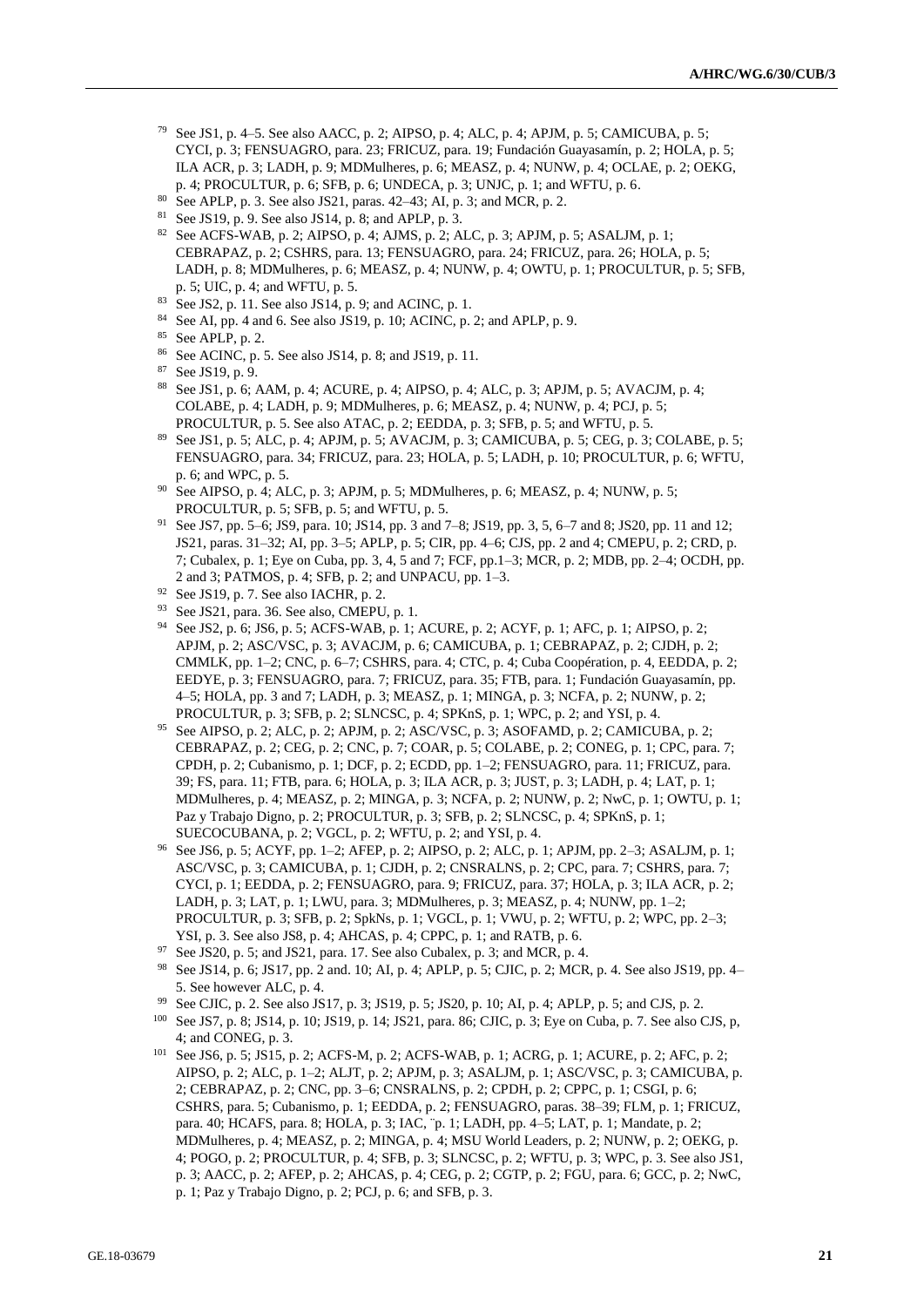[79] See JS1, p. 4–5. See also AACC, p. 2; AIPSO, p. 4; ALC, p. 4; APJM, p. 5; CAMICUBA, p. 5; CYCI, p. 3; FENSUAGRO, para. 23; FRICUZ, para. 19; Fundación Guayasamín, p. 2; HOLA, p. 5; ILA ACR, p. 3; LADH, p. 9; MDMulheres, p. 6; MEASZ, p. 4; NUNW, p. 4; OCLAE, p. 2; OEKG, p. 4; PROCULTUR, p. 6; SFB, p. 6; UNDECA, p. 3; UNJC, p. 1; and WFTU, p. 6.

[80] See APLP, p. 3. See also JS21, paras. 42–43; AI, p. 3; and MCR, p. 2.

[81] See JS19, p. 9. See also JS14, p. 8; and APLP, p. 3.

[82] See ACFS-WAB, p. 2; AIPSO, p. 4; AJMS, p. 2; ALC, p. 3; APJM, p. 5; ASALJM, p. 1; CEBRAPAZ, p. 2; CSHRS, para. 13; FENSUAGRO, para. 24; FRICUZ, para. 26; HOLA, p. 5; LADH, p. 8; MDMulheres, p. 6; MEASZ, p. 4; NUNW, p. 4; OWTU, p. 1; PROCULTUR, p. 5; SFB, p. 5; UIC, p. 4; and WFTU, p. 5.

[83] See JS2, p. 11. See also JS14, p. 9; and ACINC, p. 1.

[84] See AI, pp. 4 and 6. See also JS19, p. 10; ACINC, p. 2; and APLP, p. 9.

[85] See APLP, p. 2.

[86] See ACINC, p. 5. See also JS14, p. 8; and JS19, p. 11.

[87] See JS19, p. 9.

[88] See JS1, p. 6; AAM, p. 4; ACURE, p. 4; AIPSO, p. 4; ALC, p. 3; APJM, p. 5; AVACJM, p. 4; COLABE, p. 4; LADH, p. 9; MDMulheres, p. 6; MEASZ, p. 4; NUNW, p. 4; PCJ, p. 5; PROCULTUR, p. 5. See also ATAC, p. 2; EEDDA, p. 3; SFB, p. 5; and WFTU, p. 5.

[89] See JS1, p. 5; ALC, p. 4; APJM, p. 5; AVACJM, p. 3; CAMICUBA, p. 5; CEG, p. 3; COLABE, p. 5; FENSUAGRO, para. 34; FRICUZ, para. 23; HOLA, p. 5; LADH, p. 10; PROCULTUR, p. 6; WFTU, p. 6; and WPC, p. 5.

[90] See AIPSO, p. 4; ALC, p. 3; APJM, p. 5; MDMulheres, p. 6; MEASZ, p. 4; NUNW, p. 5; PROCULTUR, p. 5; SFB, p. 5; and WFTU, p. 5.

[91] See JS7, pp. 5–6; JS9, para. 10; JS14, pp. 3 and 7–8; JS19, pp. 3, 5, 6–7 and 8; JS20, pp. 11 and 12; JS21, paras. 31–32; AI, pp. 3–5; APLP, p. 5; CIR, pp. 4–6; CJS, pp. 2 and 4; CMEPU, p. 2; CRD, p. 7; Cubalex, p. 1; Eye on Cuba, pp. 3, 4, 5 and 7; FCF, pp.1–3; MCR, p. 2; MDB, pp. 2–4; OCDH, pp. 2 and 3; PATMOS, p. 4; SFB, p. 2; and UNPACU, pp. 1–3.

[92] See JS19, p. 7. See also IACHR, p. 2.

[93] See JS21, para. 36. See also, CMEPU, p. 1.

[94] See JS2, p. 6; JS6, p. 5; ACFS-WAB, p. 1; ACURE, p. 2; ACYF, p. 1; AFC, p. 1; AIPSO, p. 2; APJM, p. 2; ASC/VSC, p. 3; AVACJM, p. 6; CAMICUBA, p. 1; CEBRAPAZ, p. 2; CJDH, p. 2; CMMLK, pp. 1–2; CNC, p. 6–7; CSHRS, para. 4; CTC, p. 4; Cuba Coopération, p. 4, EEDDA, p. 2; EEDYE, p. 3; FENSUAGRO, para. 7; FRICUZ, para. 35; FTB, para. 1; Fundación Guayasamín, pp. 4–5; HOLA, pp. 3 and 7; LADH, p. 3; MEASZ, p. 1; MINGA, p. 3; NCFA, p. 2; NUNW, p. 2; PROCULTUR, p. 3; SFB, p. 2; SLNCSC, p. 4; SPKnS, p. 1; WPC, p. 2; and YSI, p. 4.

[95] See AIPSO, p. 2; ALC, p. 2; APJM, p. 2; ASC/VSC, p. 3; ASOFAMD, p. 2; CAMICUBA, p. 2; CEBRAPAZ, p. 2; CEG, p. 2; CNC, p. 7; COAR, p. 5; COLABE, p. 2; CONEG, p. 1; CPC, para. 7; CPDH, p. 2; Cubanismo, p. 1; DCF, p. 2; ECDD, pp. 1–2; FENSUAGRO, para. 11; FRICUZ, para. 39; FS, para. 11; FTB, para. 6; HOLA, p. 3; ILA ACR, p. 3; JUST, p. 3; LADH, p. 4; LAT, p. 1; MDMulheres, p. 4; MEASZ, p. 2; MINGA, p. 3; NCFA, p. 2; NUNW, p. 2; NwC, p. 1; OWTU, p. 1; Paz y Trabajo Digno, p. 2; PROCULTUR, p. 3; SFB, p. 2; SLNCSC, p. 4; SPKnS, p. 1; SUECOCUBANA, p. 2; VGCL, p. 2; WFTU, p. 2; and YSI, p. 4.

[96] See JS6, p. 5; ACYF, pp. 1–2; AFEP, p. 2; AIPSO, p. 2; ALC, p. 1; APJM, pp. 2–3; ASALJM, p. 1; ASC/VSC, p. 3; CAMICUBA, p. 1; CJDH, p. 2; CNSRALNS, p. 2; CPC, para. 7; CSHRS, para. 7; CYCI, p. 1; EEDDA, p. 2; FENSUAGRO, para. 9; FRICUZ, para. 37; HOLA, p. 3; ILA ACR, p. 2; LADH, p. 3; LAT, p. 1; LWU, para. 3; MDMulheres, p. 3; MEASZ, p. 4; NUNW, pp. 1–2; PROCULTUR, p. 3; SFB, p. 2; SpkNs, p. 1; VGCL, p. 1; VWU, p. 2; WFTU, p. 2; WPC, pp. 2–3; YSI, p. 3. See also JS8, p. 4; AHCAS, p. 4; CPPC, p. 1; and RATB, p. 6.

[97] See JS20, p. 5; and JS21, para. 17. See also Cubalex, p. 3; and MCR, p. 4.

[98] See JS14, p. 6; JS17, pp. 2 and. 10; AI, p. 4; APLP, p. 5; CJIC, p. 2; MCR, p. 4. See also JS19, pp. 4–5. See however ALC, p. 4.

[99] See CJIC, p. 2. See also JS17, p. 3; JS19, p. 5; JS20, p. 10; AI, p. 4; APLP, p. 5; and CJS, p. 2.

[100] See JS7, p. 8; JS14, p. 10; JS19, p. 14; JS21, para. 86; CJIC, p. 3; Eye on Cuba, p. 7. See also CJS, p, 4; and CONEG, p. 3.

[101] See JS6, p. 5; JS15, p. 2; ACFS-M, p. 2; ACFS-WAB, p. 1; ACRG, p. 1; ACURE, p. 2; AFC, p. 2; AIPSO, p. 2; ALC, p. 1–2; ALJT, p. 2; APJM, p. 3; ASALJM, p. 1; ASC/VSC, p. 3; CAMICUBA, p. 2; CEBRAPAZ, p. 2; CNC, pp. 3–6; CNSRALNS, p. 2; CPDH, p. 2; CPPC, p. 1; CSGI, p. 6; CSHRS, para. 5; Cubanismo, p. 1; EEDDA, p. 2; FENSUAGRO, paras. 38–39; FLM, p. 1; FRICUZ, para. 40; HCAFS, para. 8; HOLA, p. 3; IAC, ¨p. 1; LADH, pp. 4–5; LAT, p. 1; Mandate, p. 2; MDMulheres, p. 4; MEASZ, p. 2; MINGA, p. 4; MSU World Leaders, p. 2; NUNW, p. 2; OEKG, p. 4; POGO, p. 2; PROCULTUR, p. 4; SFB, p. 3; SLNCSC, p. 2; WFTU, p. 3; WPC, p. 3. See also JS1, p. 3; AACC, p. 2; AFEP, p. 2; AHCAS, p. 4; CEG, p. 2; CGTP, p. 2; FGU, para. 6; GCC, p. 2; NwC, p. 1; Paz y Trabajo Digno, p. 2; PCJ, p. 6; and SFB, p. 3.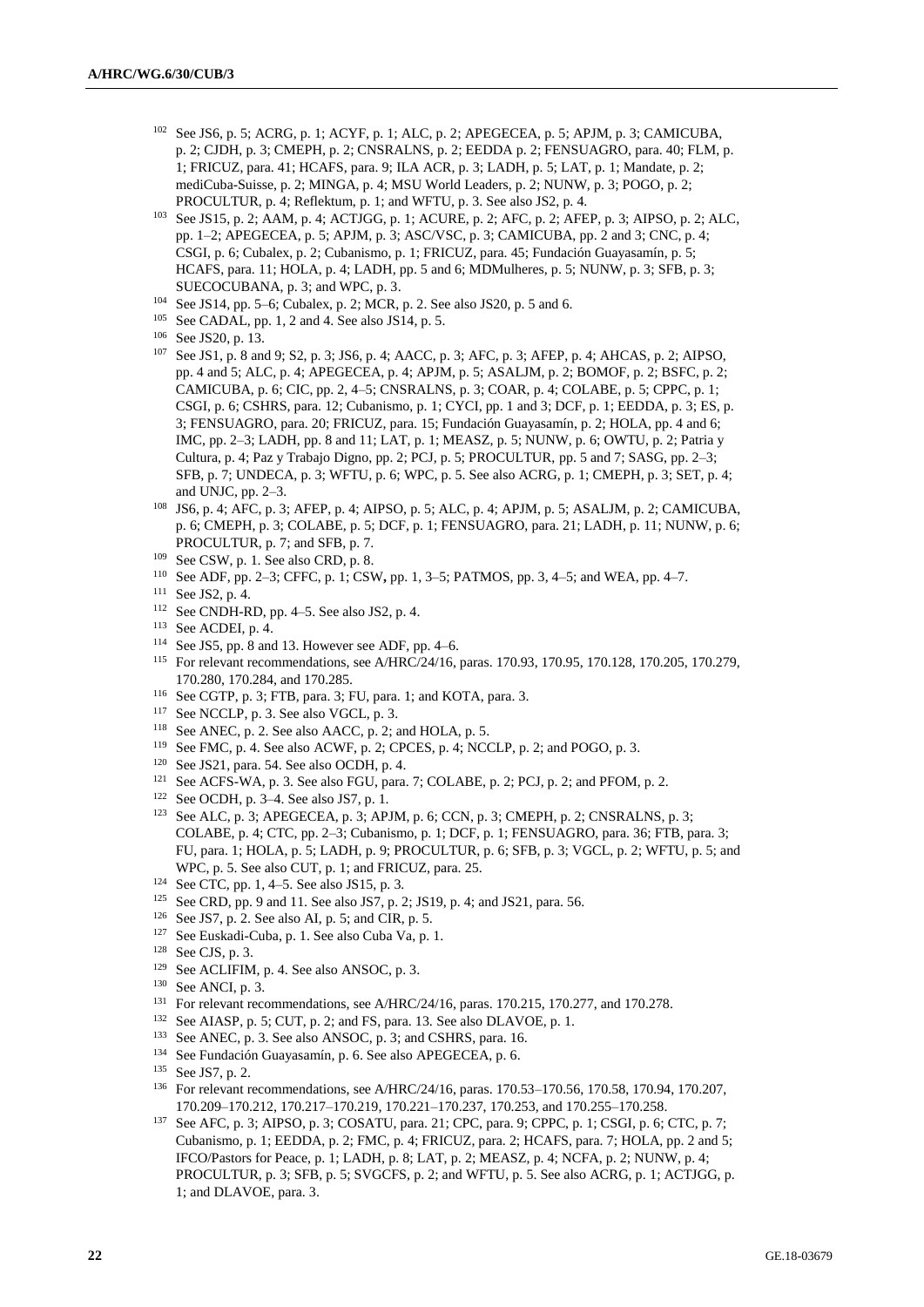[102] See JS6, p. 5; ACRG, p. 1; ACYF, p. 1; ALC, p. 2; APEGECEA, p. 5; APJM, p. 3; CAMICUBA, p. 2; CJDH, p. 3; CMEPH, p. 2; CNSRALNS, p. 2; EEDDA p. 2; FENSUAGRO, para. 40; FLM, p. 1; FRICUZ, para. 41; HCAFS, para. 9; ILA ACR, p. 3; LADH, p. 5; LAT, p. 1; Mandate, p. 2; mediCuba-Suisse, p. 2; MINGA, p. 4; MSU World Leaders, p. 2; NUNW, p. 3; POGO, p. 2; PROCULTUR, p. 4; Reflektum, p. 1; and WFTU, p. 3. See also JS2, p. 4.

[103] See JS15, p. 2; AAM, p. 4; ACTJGG, p. 1; ACURE, p. 2; AFC, p. 2; AFEP, p. 3; AIPSO, p. 2; ALC, pp. 1–2; APEGECEA, p. 5; APJM, p. 3; ASC/VSC, p. 3; CAMICUBA, pp. 2 and 3; CNC, p. 4; CSGI, p. 6; Cubalex, p. 2; Cubanismo, p. 1; FRICUZ, para. 45; Fundación Guayasamín, p. 5; HCAFS, para. 11; HOLA, p. 4; LADH, pp. 5 and 6; MDMulheres, p. 5; NUNW, p. 3; SFB, p. 3; SUECOCUBANA, p. 3; and WPC, p. 3.

[104] See JS14, pp. 5–6; Cubalex, p. 2; MCR, p. 2. See also JS20, p. 5 and 6.

[105] See CADAL, pp. 1, 2 and 4. See also JS14, p. 5.

[106] See JS20, p. 13.

[107] See JS1, p. 8 and 9; S2, p. 3; JS6, p. 4; AACC, p. 3; AFC, p. 3; AFEP, p. 4; AHCAS, p. 2; AIPSO, pp. 4 and 5; ALC, p. 4; APEGECEA, p. 4; APJM, p. 5; ASALJM, p. 2; BOMOF, p. 2; BSFC, p. 2; CAMICUBA, p. 6; CIC, pp. 2, 4–5; CNSRALNS, p. 3; COAR, p. 4; COLABE, p. 5; CPPC, p. 1; CSGI, p. 6; CSHRS, para. 12; Cubanismo, p. 1; CYCI, pp. 1 and 3; DCF, p. 1; EEDDA, p. 3; ES, p. 3; FENSUAGRO, para. 20; FRICUZ, para. 15; Fundación Guayasamín, p. 2; HOLA, pp. 4 and 6; IMC, pp. 2–3; LADH, pp. 8 and 11; LAT, p. 1; MEASZ, p. 5; NUNW, p. 6; OWTU, p. 2; Patria y Cultura, p. 4; Paz y Trabajo Digno, pp. 2; PCJ, p. 5; PROCULTUR, pp. 5 and 7; SASG, pp. 2–3; SFB, p. 7; UNDECA, p. 3; WFTU, p. 6; WPC, p. 5. See also ACRG, p. 1; CMEPH, p. 3; SET, p. 4; and UNJC, pp. 2–3.

[108] JS6, p. 4; AFC, p. 3; AFEP, p. 4; AIPSO, p. 5; ALC, p. 4; APJM, p. 5; ASALJM, p. 2; CAMICUBA, p. 6; CMEPH, p. 3; COLABE, p. 5; DCF, p. 1; FENSUAGRO, para. 21; LADH, p. 11; NUNW, p. 6; PROCULTUR, p. 7; and SFB, p. 7.

[109] See CSW, p. 1. See also CRD, p. 8.

[110] See ADF, pp. 2–3; CFFC, p. 1; CSW, pp. 1, 3–5; PATMOS, pp. 3, 4–5; and WEA, pp. 4–7.

[111] See JS2, p. 4.

[112] See CNDH-RD, pp. 4–5. See also JS2, p. 4.

[113] See ACDEI, p. 4.

[114] See JS5, pp. 8 and 13. However see ADF, pp. 4–6.

[115] For relevant recommendations, see A/HRC/24/16, paras. 170.93, 170.95, 170.128, 170.205, 170.279, 170.280, 170.284, and 170.285.

[116] See CGTP, p. 3; FTB, para. 3; FU, para. 1; and KOTA, para. 3.

[117] See NCCLP, p. 3. See also VGCL, p. 3.

[118] See ANEC, p. 2. See also AACC, p. 2; and HOLA, p. 5.

[119] See FMC, p. 4. See also ACWF, p. 2; CPCES, p. 4; NCCLP, p. 2; and POGO, p. 3.

[120] See JS21, para. 54. See also OCDH, p. 4.

[121] See ACFS-WA, p. 3. See also FGU, para. 7; COLABE, p. 2; PCJ, p. 2; and PFOM, p. 2.

[122] See OCDH, p. 3–4. See also JS7, p. 1.

[123] See ALC, p. 3; APEGECEA, p. 3; APJM, p. 6; CCN, p. 3; CMEPH, p. 2; CNSRALNS, p. 3; COLABE, p. 4; CTC, pp. 2–3; Cubanismo, p. 1; DCF, p. 1; FENSUAGRO, para. 36; FTB, para. 3; FU, para. 1; HOLA, p. 5; LADH, p. 9; PROCULTUR, p. 6; SFB, p. 3; VGCL, p. 2; WFTU, p. 5; and WPC, p. 5. See also CUT, p. 1; and FRICUZ, para. 25.

[124] See CTC, pp. 1, 4–5. See also JS15, p. 3.

[125] See CRD, pp. 9 and 11. See also JS7, p. 2; JS19, p. 4; and JS21, para. 56.

[126] See JS7, p. 2. See also AI, p. 5; and CIR, p. 5.

[127] See Euskadi-Cuba, p. 1. See also Cuba Va, p. 1.

[128] See CJS, p. 3.

[129] See ACLIFIM, p. 4. See also ANSOC, p. 3.

[130] See ANCI, p. 3.

[131] For relevant recommendations, see A/HRC/24/16, paras. 170.215, 170.277, and 170.278.

[132] See AIASP, p. 5; CUT, p. 2; and FS, para. 13. See also DLAVOE, p. 1.

[133] See ANEC, p. 3. See also ANSOC, p. 3; and CSHRS, para. 16.

[134] See Fundación Guayasamín, p. 6. See also APEGECEA, p. 6.

[135] See JS7, p. 2.

[136] For relevant recommendations, see A/HRC/24/16, paras. 170.53–170.56, 170.58, 170.94, 170.207, 170.209–170.212, 170.217–170.219, 170.221–170.237, 170.253, and 170.255–170.258.

[137] See AFC, p. 3; AIPSO, p. 3; COSATU, para. 21; CPC, para. 9; CPPC, p. 1; CSGI, p. 6; CTC, p. 7; Cubanismo, p. 1; EEDDA, p. 2; FMC, p. 4; FRICUZ, para. 2; HCAFS, para. 7; HOLA, pp. 2 and 5; IFCO/Pastors for Peace, p. 1; LADH, p. 8; LAT, p. 2; MEASZ, p. 4; NCFA, p. 2; NUNW, p. 4; PROCULTUR, p. 3; SFB, p. 5; SVGCFS, p. 2; and WFTU, p. 5. See also ACRG, p. 1; ACTJGG, p. 1; and DLAVOE, para. 3.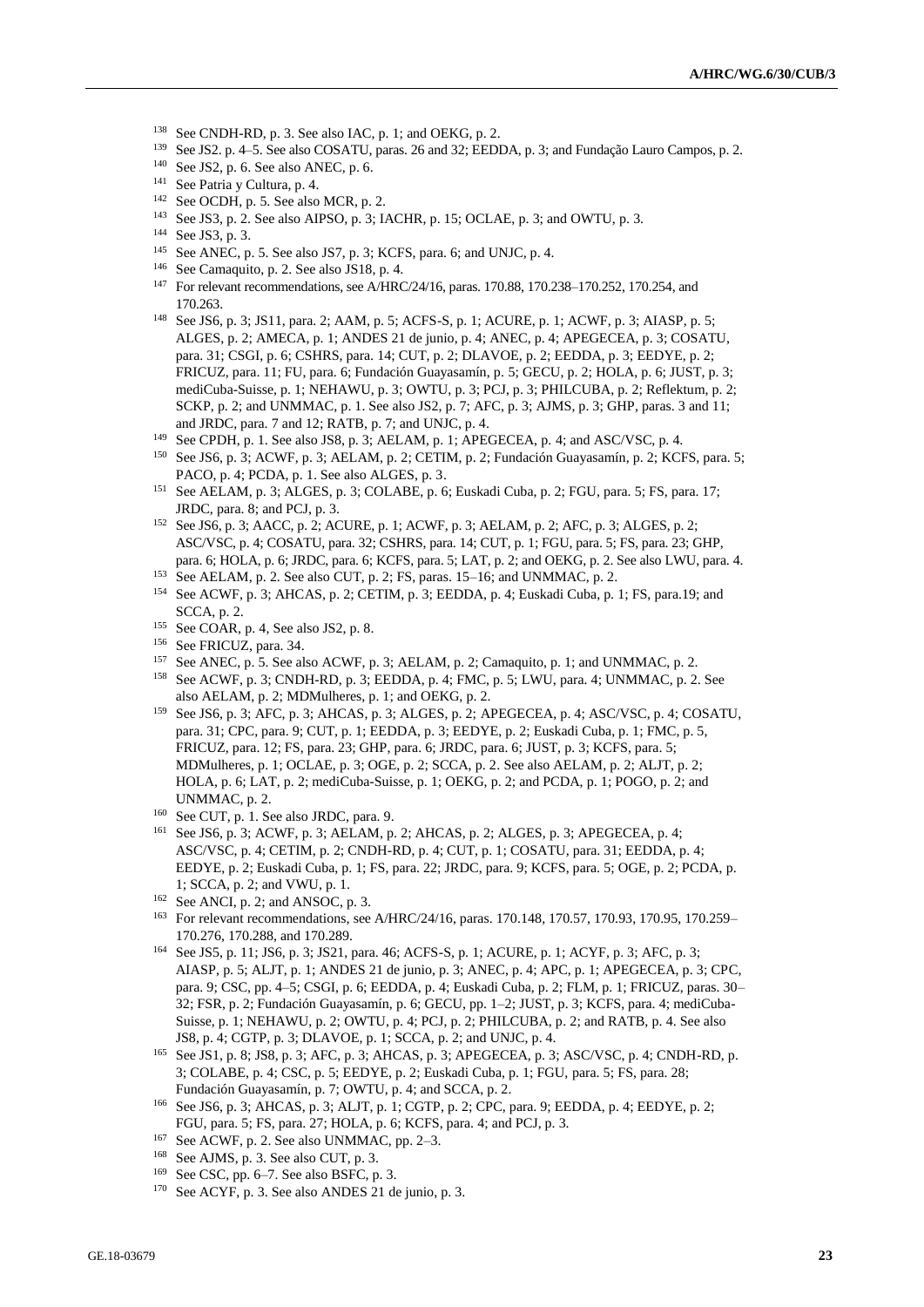[138] See CNDH-RD, p. 3. See also IAC, p. 1; and OEKG, p. 2.

[139] See JS2. p. 4–5. See also COSATU, paras. 26 and 32; EEDDA, p. 3; and Fundação Lauro Campos, p. 2.

[140] See JS2, p. 6. See also ANEC, p. 6.

[141] See Patria y Cultura, p. 4.

[142] See OCDH, p. 5. See also MCR, p. 2.

[143] See JS3, p. 2. See also AIPSO, p. 3; IACHR, p. 15; OCLAE, p. 3; and OWTU, p. 3.

[144] See JS3, p. 3.

[145] See ANEC, p. 5. See also JS7, p. 3; KCFS, para. 6; and UNJC, p. 4.

[146] See Camaquito, p. 2. See also JS18, p. 4.

[147] For relevant recommendations, see A/HRC/24/16, paras. 170.88, 170.238–170.252, 170.254, and 170.263.

[148] See JS6, p. 3; JS11, para. 2; AAM, p. 5; ACFS-S, p. 1; ACURE, p. 1; ACWF, p. 3; AIASP, p. 5; ALGES, p. 2; AMECA, p. 1; ANDES 21 de junio, p. 4; ANEC, p. 4; APEGECEA, p. 3; COSATU, para. 31; CSGI, p. 6; CSHRS, para. 14; CUT, p. 2; DLAVOE, p. 2; EEDDA, p. 3; EEDYE, p. 2; FRICUZ, para. 11; FU, para. 6; Fundación Guayasamín, p. 5; GECU, p. 2; HOLA, p. 6; JUST, p. 3; mediCuba-Suisse, p. 1; NEHAWU, p. 3; OWTU, p. 3; PCJ, p. 3; PHILCUBA, p. 2; Reflektum, p. 2; SCKP, p. 2; and UNMMAC, p. 1. See also JS2, p. 7; AFC, p. 3; AJMS, p. 3; GHP, paras. 3 and 11; and JRDC, para. 7 and 12; RATB, p. 7; and UNJC, p. 4.

[149] See CPDH, p. 1. See also JS8, p. 3; AELAM, p. 1; APEGECEA, p. 4; and ASC/VSC, p. 4.

[150] See JS6, p. 3; ACWF, p. 3; AELAM, p. 2; CETIM, p. 2; Fundación Guayasamín, p. 2; KCFS, para. 5; PACO, p. 4; PCDA, p. 1. See also ALGES, p. 3.

[151] See AELAM, p. 3; ALGES, p. 3; COLABE, p. 6; Euskadi Cuba, p. 2; FGU, para. 5; FS, para. 17; JRDC, para. 8; and PCJ, p. 3.

[152] See JS6, p. 3; AACC, p. 2; ACURE, p. 1; ACWF, p. 3; AELAM, p. 2; AFC, p. 3; ALGES, p. 2; ASC/VSC, p. 4; COSATU, para. 32; CSHRS, para. 14; CUT, p. 1; FGU, para. 5; FS, para. 23; GHP, para. 6; HOLA, p. 6; JRDC, para. 6; KCFS, para. 5; LAT, p. 2; and OEKG, p. 2. See also LWU, para. 4.

[153] See AELAM, p. 2. See also CUT, p. 2; FS, paras. 15–16; and UNMMAC, p. 2.

[154] See ACWF, p. 3; AHCAS, p. 2; CETIM, p. 3; EEDDA, p. 4; Euskadi Cuba, p. 1; FS, para.19; and SCCA, p. 2.

[155] See COAR, p. 4, See also JS2, p. 8.

[156] See FRICUZ, para. 34.

[157] See ANEC, p. 5. See also ACWF, p. 3; AELAM, p. 2; Camaquito, p. 1; and UNMMAC, p. 2.

[158] See ACWF, p. 3; CNDH-RD, p. 3; EEDDA, p. 4; FMC, p. 5; LWU, para. 4; UNMMAC, p. 2. See also AELAM, p. 2; MDMulheres, p. 1; and OEKG, p. 2.

[159] See JS6, p. 3; AFC, p. 3; AHCAS, p. 3; ALGES, p. 2; APEGECEA, p. 4; ASC/VSC, p. 4; COSATU, para. 31; CPC, para. 9; CUT, p. 1; EEDDA, p. 3; EEDYE, p. 2; Euskadi Cuba, p. 1; FMC, p. 5, FRICUZ, para. 12; FS, para. 23; GHP, para. 6; JRDC, para. 6; JUST, p. 3; KCFS, para. 5; MDMulheres, p. 1; OCLAE, p. 3; OGE, p. 2; SCCA, p. 2. See also AELAM, p. 2; ALJT, p. 2; HOLA, p. 6; LAT, p. 2; mediCuba-Suisse, p. 1; OEKG, p. 2; and PCDA, p. 1; POGO, p. 2; and UNMMAC, p. 2.

[160] See CUT, p. 1. See also JRDC, para. 9.

[161] See JS6, p. 3; ACWF, p. 3; AELAM, p. 2; AHCAS, p. 2; ALGES, p. 3; APEGECEA, p. 4; ASC/VSC, p. 4; CETIM, p. 2; CNDH-RD, p. 4; CUT, p. 1; COSATU, para. 31; EEDDA, p. 4; EEDYE, p. 2; Euskadi Cuba, p. 1; FS, para. 22; JRDC, para. 9; KCFS, para. 5; OGE, p. 2; PCDA, p. 1; SCCA, p. 2; and VWU, p. 1.

[162] See ANCI, p. 2; and ANSOC, p. 3.

[163] For relevant recommendations, see A/HRC/24/16, paras. 170.148, 170.57, 170.93, 170.95, 170.259–170.276, 170.288, and 170.289.

[164] See JS5, p. 11; JS6, p. 3; JS21, para. 46; ACFS-S, p. 1; ACURE, p. 1; ACYF, p. 3; AFC, p. 3; AIASP, p. 5; ALJT, p. 1; ANDES 21 de junio, p. 3; ANEC, p. 4; APC, p. 1; APEGECEA, p. 3; CPC, para. 9; CSC, pp. 4–5; CSGI, p. 6; EEDDA, p. 4; Euskadi Cuba, p. 2; FLM, p. 1; FRICUZ, paras. 30–32; FSR, p. 2; Fundación Guayasamín, p. 6; GECU, pp. 1–2; JUST, p. 3; KCFS, para. 4; mediCuba-Suisse, p. 1; NEHAWU, p. 2; OWTU, p. 4; PCJ, p. 2; PHILCUBA, p. 2; and RATB, p. 4. See also JS8, p. 4; CGTP, p. 3; DLAVOE, p. 1; SCCA, p. 2; and UNJC, p. 4.

[165] See JS1, p. 8; JS8, p. 3; AFC, p. 3; AHCAS, p. 3; APEGECEA, p. 3; ASC/VSC, p. 4; CNDH-RD, p. 3; COLABE, p. 4; CSC, p. 5; EEDYE, p. 2; Euskadi Cuba, p. 1; FGU, para. 5; FS, para. 28; Fundación Guayasamín, p. 7; OWTU, p. 4; and SCCA, p. 2.

[166] See JS6, p. 3; AHCAS, p. 3; ALJT, p. 1; CGTP, p. 2; CPC, para. 9; EEDDA, p. 4; EEDYE, p. 2; FGU, para. 5; FS, para. 27; HOLA, p. 6; KCFS, para. 4; and PCJ, p. 3.

[167] See ACWF, p. 2. See also UNMMAC, pp. 2–3.

[168] See AJMS, p. 3. See also CUT, p. 3.

[169] See CSC, pp. 6–7. See also BSFC, p. 3.

[170] See ACYF, p. 3. See also ANDES 21 de junio, p. 3.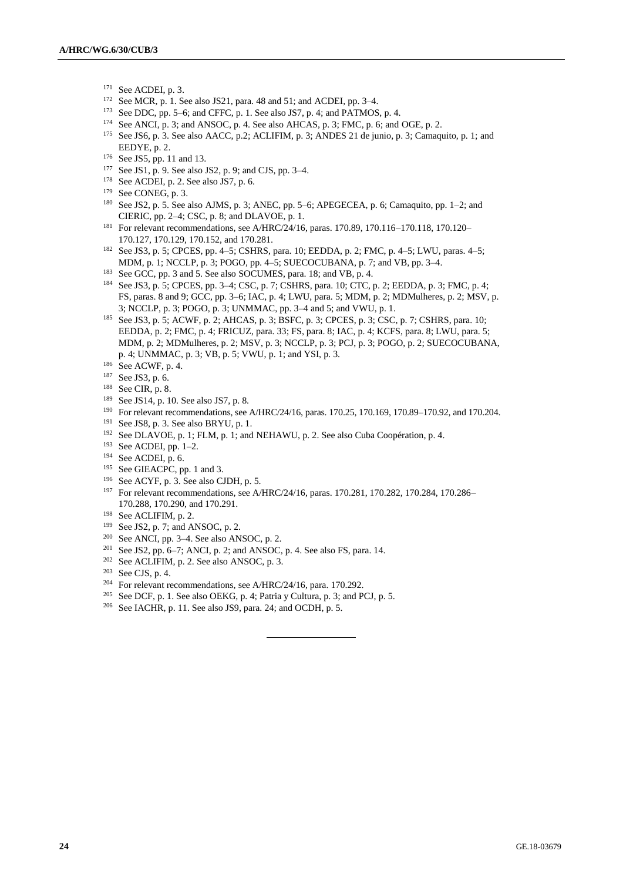171 See ACDEI, p. 3.

172 See MCR, p. 1. See also JS21, para. 48 and 51; and ACDEI, pp. 3–4.

173 See DDC, pp. 5–6; and CFFC, p. 1. See also JS7, p. 4; and PATMOS, p. 4.

174 See ANCI, p. 3; and ANSOC, p. 4. See also AHCAS, p. 3; FMC, p. 6; and OGE, p. 2.

175 See JS6, p. 3. See also AACC, p.2; ACLIFIM, p. 3; ANDES 21 de junio, p. 3; Camaquito, p. 1; and EEDYE, p. 2.

176 See JS5, pp. 11 and 13.

177 See JS1, p. 9. See also JS2, p. 9; and CJS, pp. 3–4.

178 See ACDEI, p. 2. See also JS7, p. 6.

179 See CONEG, p. 3.

180 See JS2, p. 5. See also AJMS, p. 3; ANEC, pp. 5–6; APEGECEA, p. 6; Camaquito, pp. 1–2; and CIERIC, pp. 2–4; CSC, p. 8; and DLAVOE, p. 1.

181 For relevant recommendations, see A/HRC/24/16, paras. 170.89, 170.116–170.118, 170.120–170.127, 170.129, 170.152, and 170.281.

182 See JS3, p. 5; CPCES, pp. 4–5; CSHRS, para. 10; EEDDA, p. 2; FMC, p. 4–5; LWU, paras. 4–5; MDM, p. 1; NCCLP, p. 3; POGO, pp. 4–5; SUECOCUBANA, p. 7; and VB, pp. 3–4.

183 See GCC, pp. 3 and 5. See also SOCUMES, para. 18; and VB, p. 4.

184 See JS3, p. 5; CPCES, pp. 3–4; CSC, p. 7; CSHRS, para. 10; CTC, p. 2; EEDDA, p. 3; FMC, p. 4; FS, paras. 8 and 9; GCC, pp. 3–6; IAC, p. 4; LWU, para. 5; MDM, p. 2; MDMulheres, p. 2; MSV, p. 3; NCCLP, p. 3; POGO, p. 3; UNMMAC, pp. 3–4 and 5; and VWU, p. 1.

185 See JS3, p. 5; ACWF, p. 2; AHCAS, p. 3; BSFC, p. 3; CPCES, p. 3; CSC, p. 7; CSHRS, para. 10; EEDDA, p. 2; FMC, p. 4; FRICUZ, para. 33; FS, para. 8; IAC, p. 4; KCFS, para. 8; LWU, para. 5; MDM, p. 2; MDMulheres, p. 2; MSV, p. 3; NCCLP, p. 3; PCJ, p. 3; POGO, p. 2; SUECOCUBANA, p. 4; UNMMAC, p. 3; VB, p. 5; VWU, p. 1; and YSI, p. 3.

186 See ACWF, p. 4.

187 See JS3, p. 6.

188 See CIR, p. 8.

189 See JS14, p. 10. See also JS7, p. 8.

190 For relevant recommendations, see A/HRC/24/16, paras. 170.25, 170.169, 170.89–170.92, and 170.204.

191 See JS8, p. 3. See also BRYU, p. 1.

192 See DLAVOE, p. 1; FLM, p. 1; and NEHAWU, p. 2. See also Cuba Coopération, p. 4.

193 See ACDEI, pp. 1–2.

194 See ACDEI, p. 6.

195 See GIEACPC, pp. 1 and 3.

196 See ACYF, p. 3. See also CJDH, p. 5.

197 For relevant recommendations, see A/HRC/24/16, paras. 170.281, 170.282, 170.284, 170.286–170.288, 170.290, and 170.291.

198 See ACLIFIM, p. 2.

199 See JS2, p. 7; and ANSOC, p. 2.

200 See ANCI, pp. 3–4. See also ANSOC, p. 2.

201 See JS2, pp. 6–7; ANCI, p. 2; and ANSOC, p. 4. See also FS, para. 14.

202 See ACLIFIM, p. 2. See also ANSOC, p. 3.

203 See CJS, p. 4.

204 For relevant recommendations, see A/HRC/24/16, para. 170.292.

205 See DCF, p. 1. See also OEKG, p. 4; Patria y Cultura, p. 3; and PCJ, p. 5.

206 See IACHR, p. 11. See also JS9, para. 24; and OCDH, p. 5.